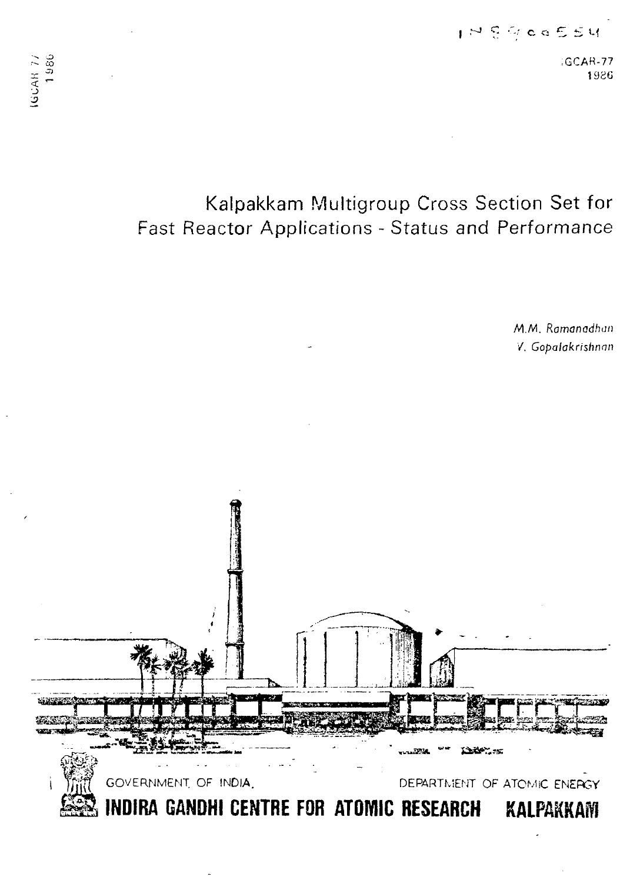IN8900554

IGCAR-77
1986

# Kalpakkam Multigroup Cross Section Set for Fast Reactor Applications - Status and Performance

*M.M. Ramanadhan*
*V. Gopalakrishnan*

GOVERNMENT OF INDIA, DEPARTMENT OF ATOMIC ENERGY

**INDIRA GANDHI CENTRE FOR ATOMIC RESEARCH KALPAKKAM**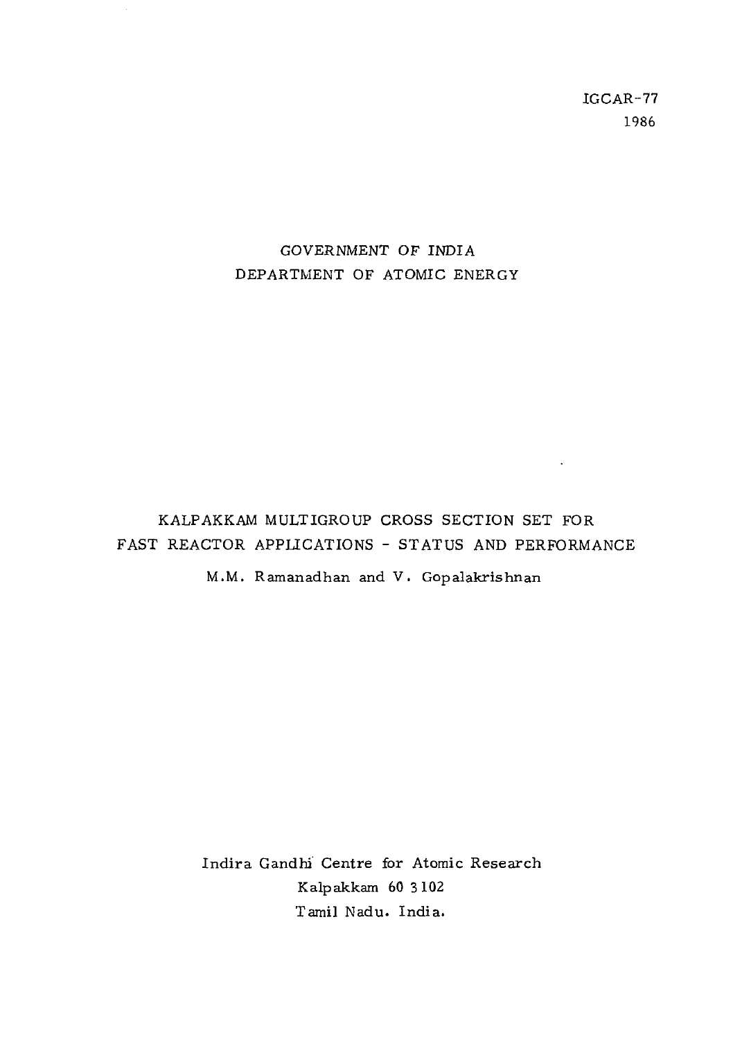IGCAR-77
1986

GOVERNMENT OF INDIA
DEPARTMENT OF ATOMIC ENERGY

# KALPAKKAM MULTIGROUP CROSS SECTION SET FOR FAST REACTOR APPLICATIONS - STATUS AND PERFORMANCE

M.M. Ramanadhan and V. Gopalakrishnan

Indira Gandhi Centre for Atomic Research
Kalpakkam 60 3102
Tamil Nadu. India.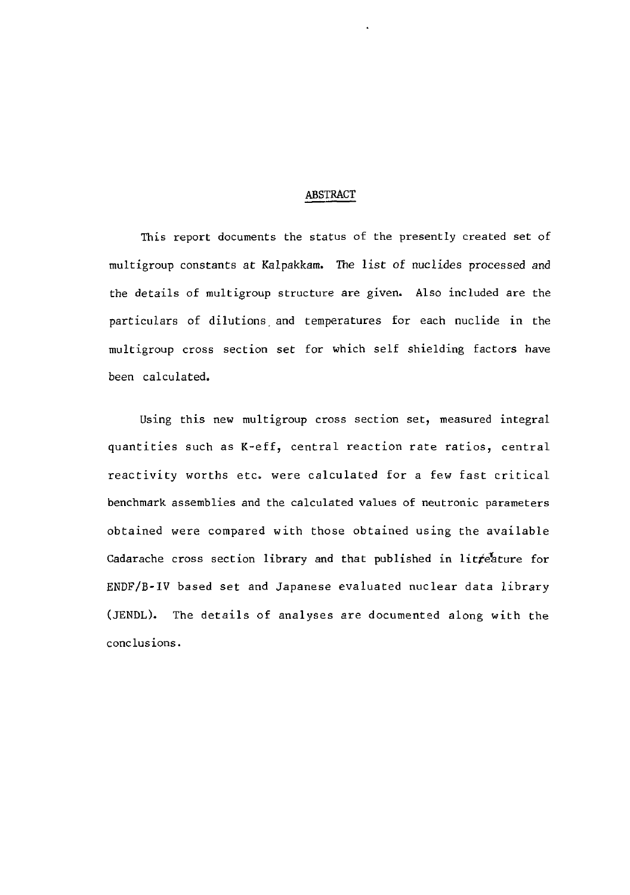# ABSTRACT

This report documents the status of the presently created set of multigroup constants at Kalpakkam. The list of nuclides processed and the details of multigroup structure are given. Also included are the particulars of dilutions and temperatures for each nuclide in the multigroup cross section set for which self shielding factors have been calculated.

Using this new multigroup cross section set, measured integral quantities such as K-eff, central reaction rate ratios, central reactivity worths etc. were calculated for a few fast critical benchmark assemblies and the calculated values of neutronic parameters obtained were compared with those obtained using the available Cadarache cross section library and that published in litreature for ENDF/B-IV based set and Japanese evaluated nuclear data library (JENDL). The details of analyses are documented along with the conclusions.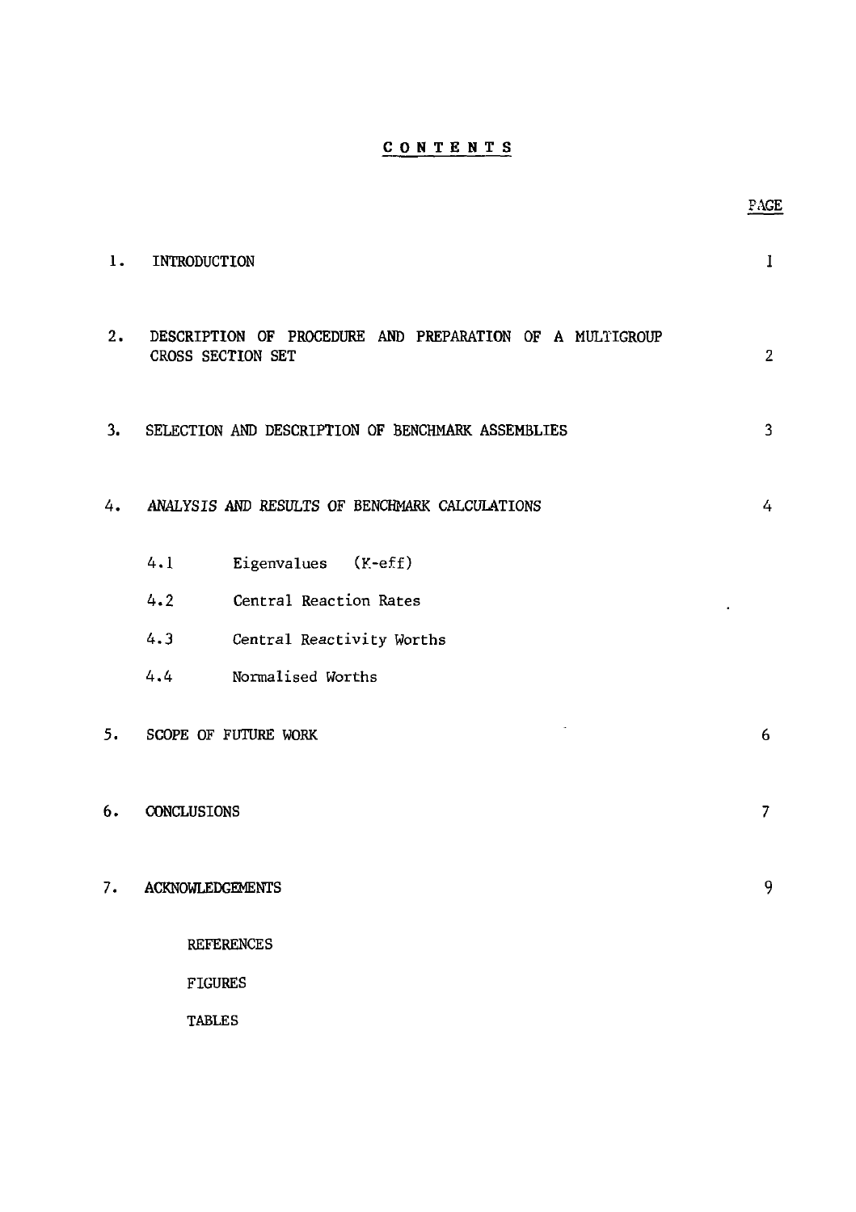# CONTENTS

| | | PAGE |
|---|---|---|
| 1. | INTRODUCTION | 1 |
| 2. | DESCRIPTION OF PROCEDURE AND PREPARATION OF A MULTIGROUP CROSS SECTION SET | 2 |
| 3. | SELECTION AND DESCRIPTION OF BENCHMARK ASSEMBLIES | 3 |
| 4. | ANALYSIS AND RESULTS OF BENCHMARK CALCULATIONS | 4 |
| | 4.1 Eigenvalues (K-eff) | |
| | 4.2 Central Reaction Rates | |
| | 4.3 Central Reactivity Worths | |
| | 4.4 Normalised Worths | |
| 5. | SCOPE OF FUTURE WORK | 6 |
| 6. | CONCLUSIONS | 7 |
| 7. | ACKNOWLEDGEMENTS | 9 |
| | REFERENCES | |
| | FIGURES | |
| | TABLES | |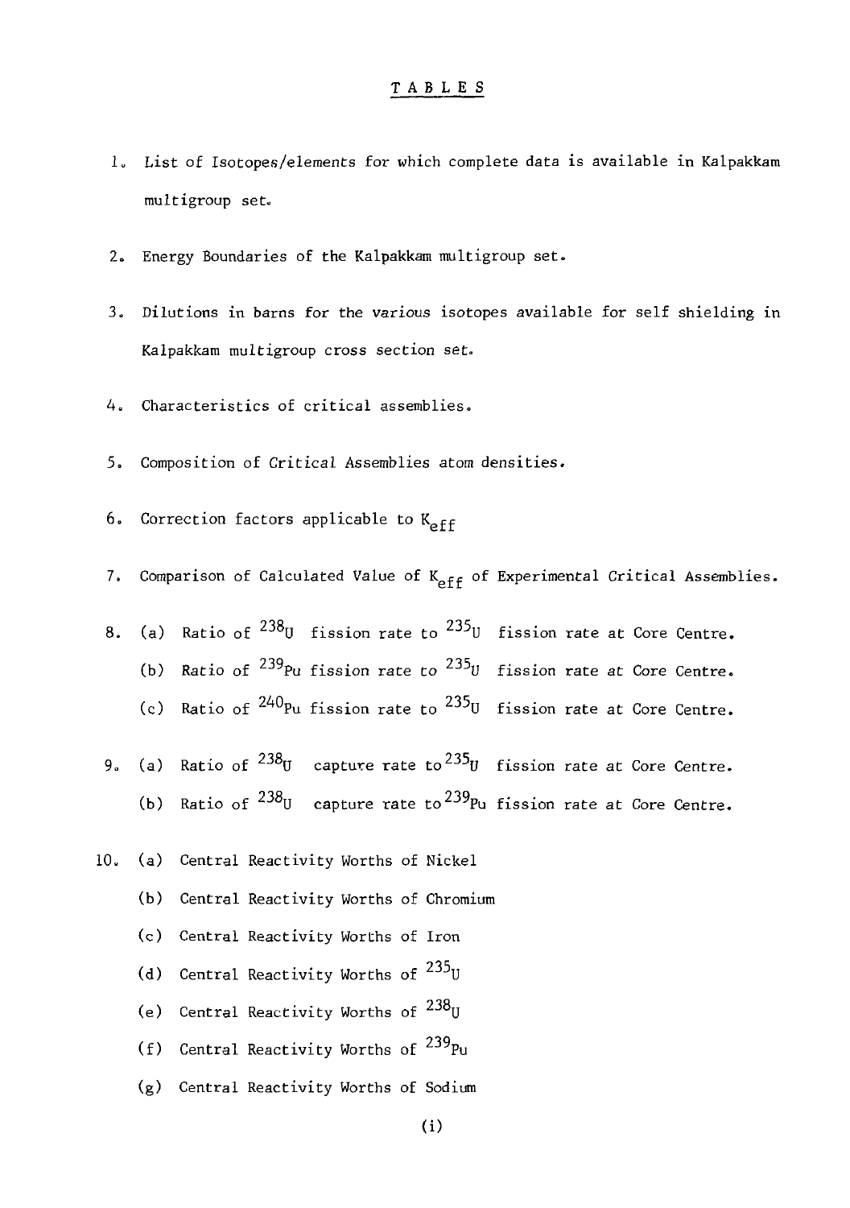# TABLES

1. List of Isotopes/elements for which complete data is available in Kalpakkam multigroup set.

2. Energy Boundaries of the Kalpakkam multigroup set.

3. Dilutions in barns for the various isotopes available for self shielding in Kalpakkam multigroup cross section set.

4. Characteristics of critical assemblies.

5. Composition of Critical Assemblies atom densities.

6. Correction factors applicable to $K_{eff}$

7. Comparison of Calculated Value of $K_{eff}$ of Experimental Critical Assemblies.

8. (a) Ratio of $^{238}U$ fission rate to $^{235}U$ fission rate at Core Centre.

   (b) Ratio of $^{239}Pu$ fission rate to $^{235}U$ fission rate at Core Centre.

   (c) Ratio of $^{240}Pu$ fission rate to $^{235}U$ fission rate at Core Centre.

9. (a) Ratio of $^{238}U$ capture rate to $^{235}U$ fission rate at Core Centre.

   (b) Ratio of $^{238}U$ capture rate to $^{239}Pu$ fission rate at Core Centre.

10. (a) Central Reactivity Worths of Nickel

    (b) Central Reactivity Worths of Chromium

    (c) Central Reactivity Worths of Iron

    (d) Central Reactivity Worths of $^{235}U$

    (e) Central Reactivity Worths of $^{238}U$

    (f) Central Reactivity Worths of $^{239}Pu$

    (g) Central Reactivity Worths of Sodium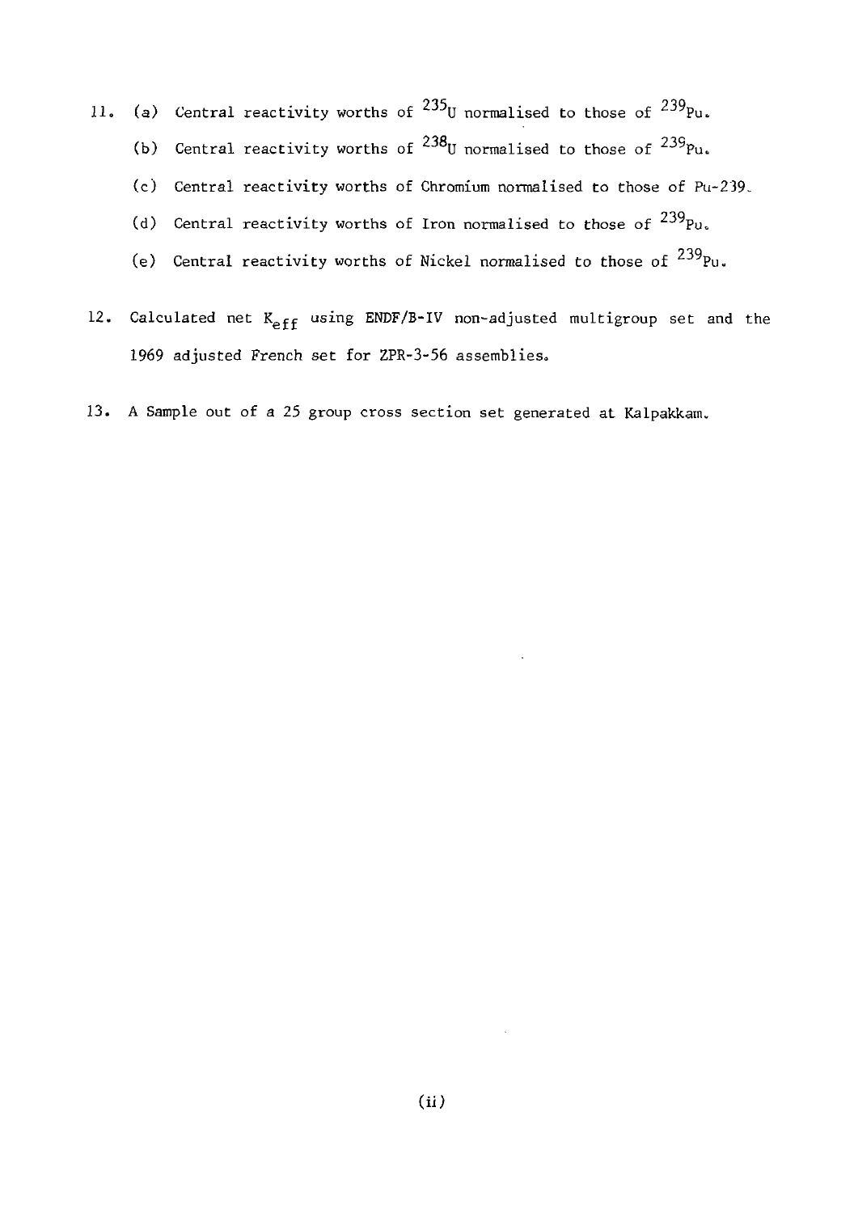11. (a) Central reactivity worths of $^{235}U$ normalised to those of $^{239}Pu$.

    (b) Central reactivity worths of $^{238}U$ normalised to those of $^{239}Pu$.

    (c) Central reactivity worths of Chromium normalised to those of Pu-239.

    (d) Central reactivity worths of Iron normalised to those of $^{239}Pu$.

    (e) Central reactivity worths of Nickel normalised to those of $^{239}Pu$.

12. Calculated net $K_{eff}$ using ENDF/B-IV non-adjusted multigroup set and the 1969 adjusted French set for ZPR-3-56 assemblies.

13. A Sample out of a 25 group cross section set generated at Kalpakkam.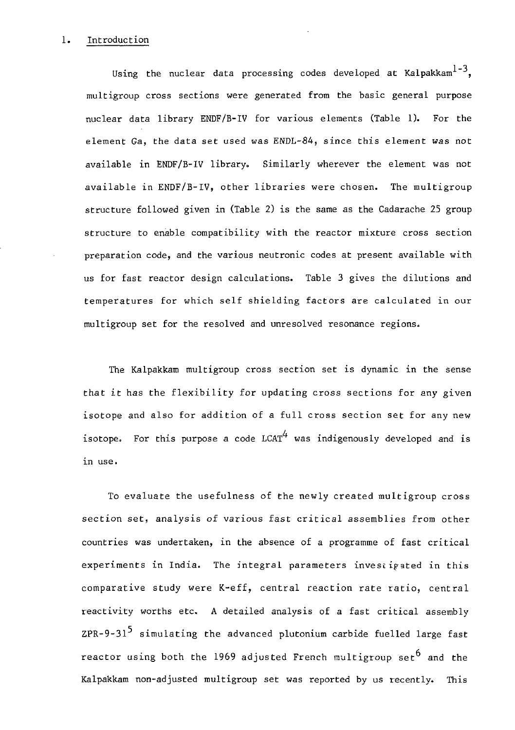## 1. Introduction

Using the nuclear data processing codes developed at Kalpakkam[1-3], multigroup cross sections were generated from the basic general purpose nuclear data library ENDF/B-IV for various elements (Table 1). For the element Ga, the data set used was ENDL-84, since this element was not available in ENDF/B-IV library. Similarly wherever the element was not available in ENDF/B-IV, other libraries were chosen. The multigroup structure followed given in (Table 2) is the same as the Cadarache 25 group structure to enable compatibility with the reactor mixture cross section preparation code, and the various neutronic codes at present available with us for fast reactor design calculations. Table 3 gives the dilutions and temperatures for which self shielding factors are calculated in our multigroup set for the resolved and unresolved resonance regions.

The Kalpakkam multigroup cross section set is dynamic in the sense that it has the flexibility for updating cross sections for any given isotope and also for addition of a full cross section set for any new isotope. For this purpose a code LCAT[4] was indigenously developed and is in use.

To evaluate the usefulness of the newly created multigroup cross section set, analysis of various fast critical assemblies from other countries was undertaken, in the absence of a programme of fast critical experiments in India. The integral parameters investigated in this comparative study were K-eff, central reaction rate ratio, central reactivity worths etc. A detailed analysis of a fast critical assembly ZPR-9-31[5] simulating the advanced plutonium carbide fuelled large fast reactor using both the 1969 adjusted French multigroup set[6] and the Kalpakkam non-adjusted multigroup set was reported by us recently. This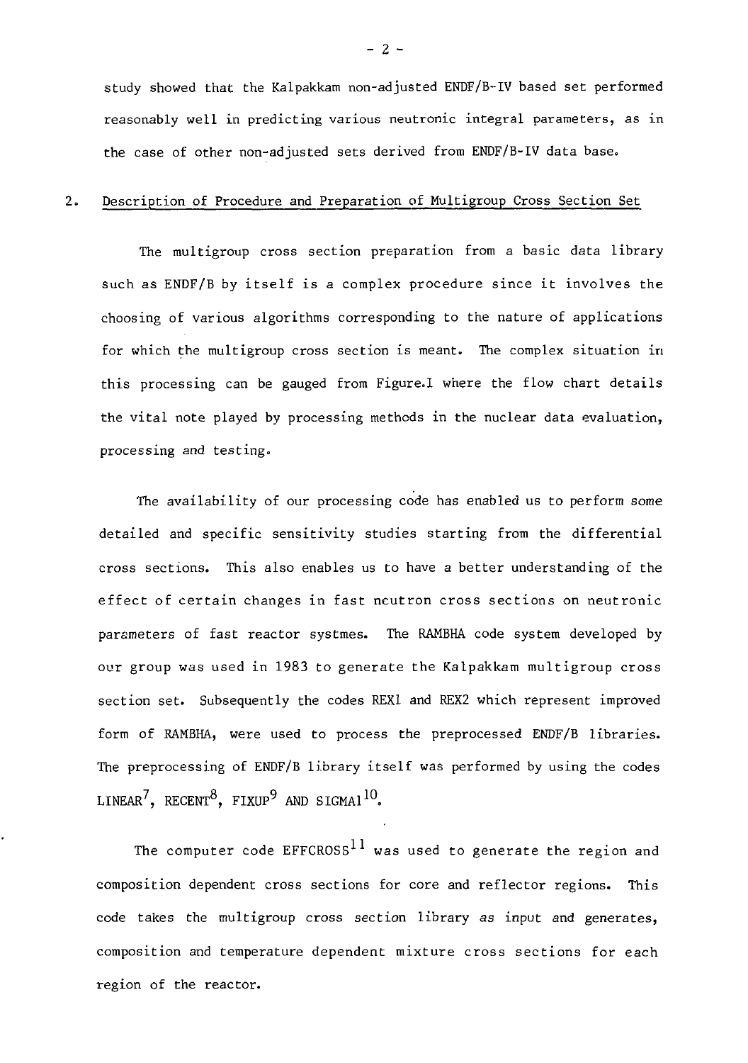study showed that the Kalpakkam non-adjusted ENDF/B-IV based set performed reasonably well in predicting various neutronic integral parameters, as in the case of other non-adjusted sets derived from ENDF/B-IV data base.

## 2. Description of Procedure and Preparation of Multigroup Cross Section Set

The multigroup cross section preparation from a basic data library such as ENDF/B by itself is a complex procedure since it involves the choosing of various algorithms corresponding to the nature of applications for which the multigroup cross section is meant. The complex situation in this processing can be gauged from Figure.I where the flow chart details the vital note played by processing methods in the nuclear data evaluation, processing and testing.

The availability of our processing code has enabled us to perform some detailed and specific sensitivity studies starting from the differential cross sections. This also enables us to have a better understanding of the effect of certain changes in fast neutron cross sections on neutronic parameters of fast reactor systmes. The RAMBHA code system developed by our group was used in 1983 to generate the Kalpakkam multigroup cross section set. Subsequently the codes REX1 and REX2 which represent improved form of RAMBHA, were used to process the preprocessed ENDF/B libraries. The preprocessing of ENDF/B library itself was performed by using the codes LINEAR[7], RECENT[8], FIXUP[9] AND SIGMA1[10].

The computer code EFFCROSS[11] was used to generate the region and composition dependent cross sections for core and reflector regions. This code takes the multigroup cross section library as input and generates, composition and temperature dependent mixture cross sections for each region of the reactor.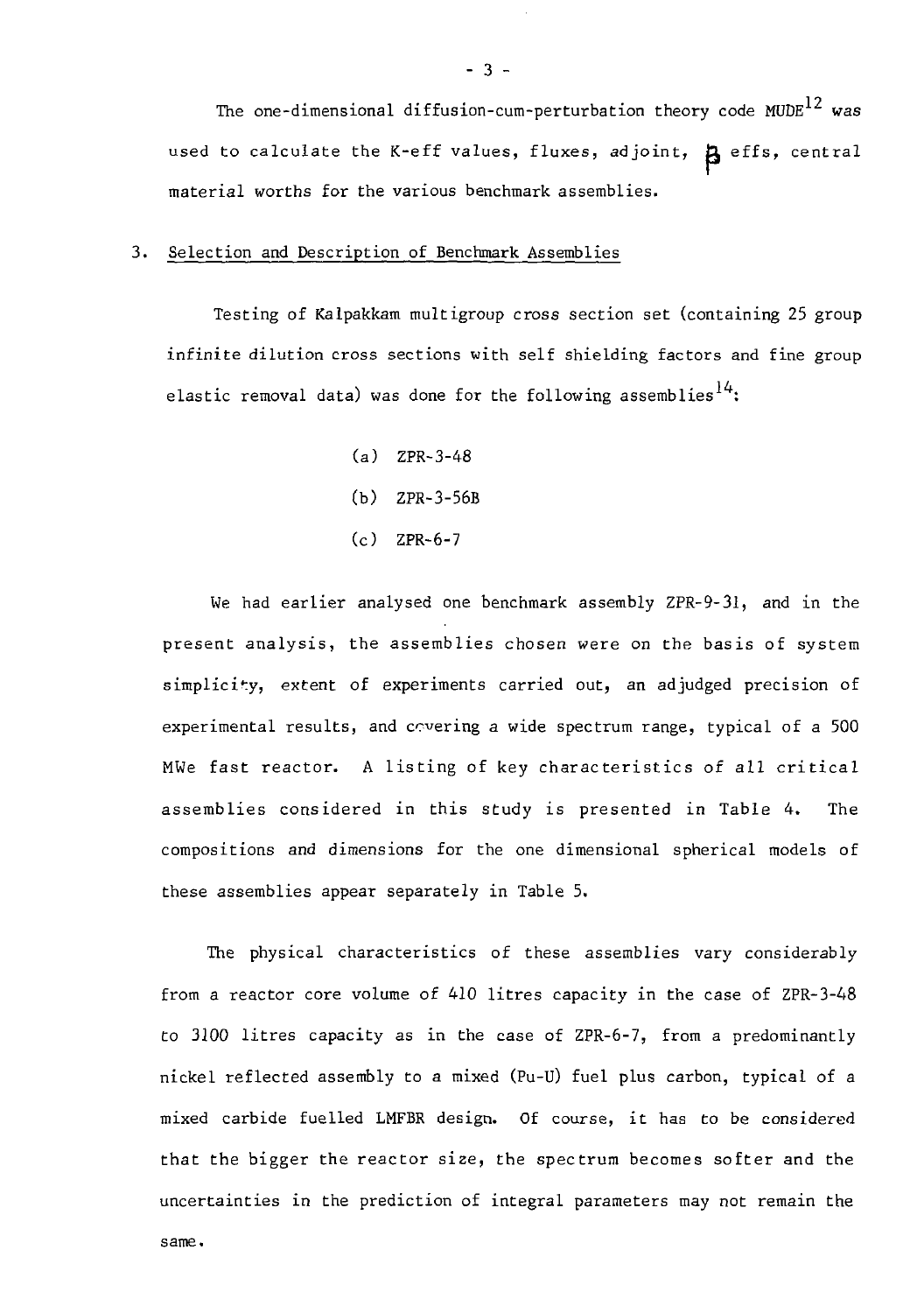The one-dimensional diffusion-cum-perturbation theory code MUDE[12] was used to calculate the K-eff values, fluxes, adjoint, $\beta$ effs, central material worths for the various benchmark assemblies.

## 3. Selection and Description of Benchmark Assemblies

Testing of Kalpakkam multigroup cross section set (containing 25 group infinite dilution cross sections with self shielding factors and fine group elastic removal data) was done for the following assemblies[14]:

(a) ZPR-3-48

(b) ZPR-3-56B

(c) ZPR-6-7

We had earlier analysed one benchmark assembly ZPR-9-31, and in the present analysis, the assemblies chosen were on the basis of system simplicity, extent of experiments carried out, an adjudged precision of experimental results, and covering a wide spectrum range, typical of a 500 MWe fast reactor. A listing of key characteristics of all critical assemblies considered in this study is presented in Table 4. The compositions and dimensions for the one dimensional spherical models of these assemblies appear separately in Table 5.

The physical characteristics of these assemblies vary considerably from a reactor core volume of 410 litres capacity in the case of ZPR-3-48 to 3100 litres capacity as in the case of ZPR-6-7, from a predominantly nickel reflected assembly to a mixed (Pu-U) fuel plus carbon, typical of a mixed carbide fuelled LMFBR design. Of course, it has to be considered that the bigger the reactor size, the spectrum becomes softer and the uncertainties in the prediction of integral parameters may not remain the same.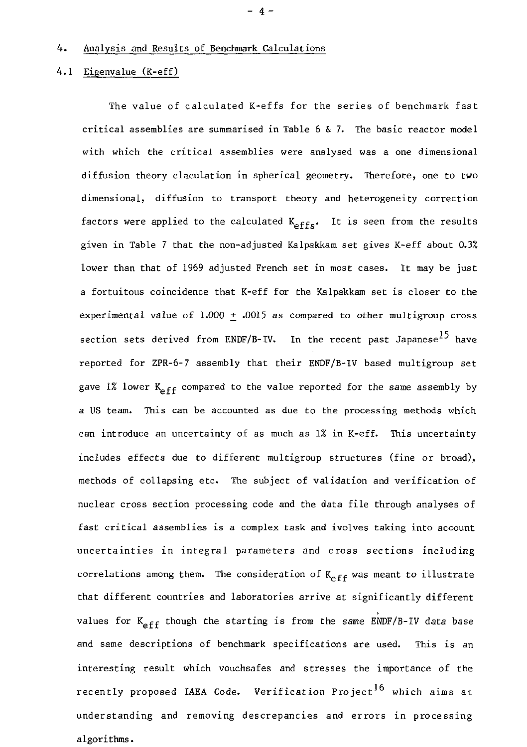## 4. Analysis and Results of Benchmark Calculations

### 4.1 Eigenvalue (K-eff)

The value of calculated K-effs for the series of benchmark fast critical assemblies are summarised in Table 6 & 7. The basic reactor model with which the critical assemblies were analysed was a one dimensional diffusion theory claculation in spherical geometry. Therefore, one to two dimensional, diffusion to transport theory and heterogeneity correction factors were applied to the calculated $K_{effs}$. It is seen from the results given in Table 7 that the non-adjusted Kalpakkam set gives K-eff about 0.3% lower than that of 1969 adjusted French set in most cases. It may be just a fortuitous coincidence that K-eff for the Kalpakkam set is closer to the experimental value of 1.000 ± .0015 as compared to other multigroup cross section sets derived from ENDF/B-IV. In the recent past Japanese[15] have reported for ZPR-6-7 assembly that their ENDF/B-IV based multigroup set gave 1% lower $K_{eff}$ compared to the value reported for the same assembly by a US team. This can be accounted as due to the processing methods which can introduce an uncertainty of as much as 1% in K-eff. This uncertainty includes effects due to different multigroup structures (fine or broad), methods of collapsing etc. The subject of validation and verification of nuclear cross section processing code and the data file through analyses of fast critical assemblies is a complex task and ivolves taking into account uncertainties in integral parameters and cross sections including correlations among them. The consideration of $K_{eff}$ was meant to illustrate that different countries and laboratories arrive at significantly different values for $K_{eff}$ though the starting is from the same ENDF/B-IV data base and same descriptions of benchmark specifications are used. This is an interesting result which vouchsafes and stresses the importance of the recently proposed IAEA Code. Verification Project[16] which aims at understanding and removing descrepancies and errors in processing algorithms.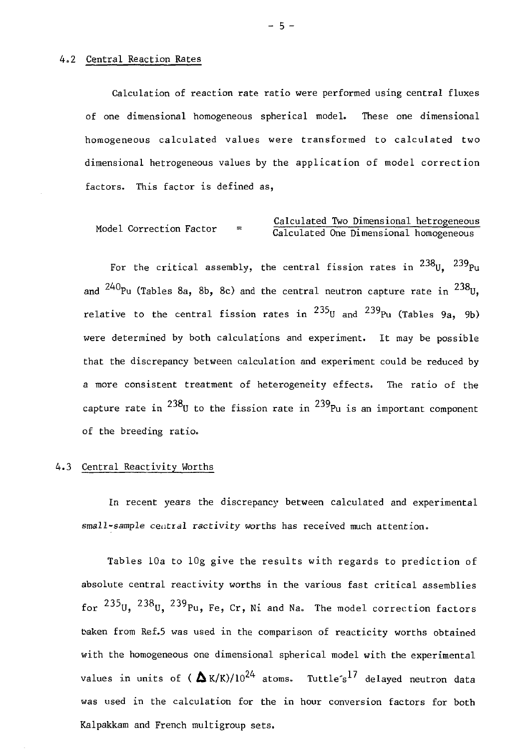### 4.2 Central Reaction Rates

Calculation of reaction rate ratio were performed using central fluxes of one dimensional homogeneous spherical model. These one dimensional homogeneous calculated values were transformed to calculated two dimensional hetrogeneous values by the application of model correction factors. This factor is defined as,

$$\text{Model Correction Factor} = \frac{\text{Calculated Two Dimensional hetrogeneous}}{\text{Calculated One Dimensional homogeneous}}$$

For the critical assembly, the central fission rates in $^{238}U$, $^{239}Pu$ and $^{240}Pu$ (Tables 8a, 8b, 8c) and the central neutron capture rate in $^{238}U$, relative to the central fission rates in $^{235}U$ and $^{239}Pu$ (Tables 9a, 9b) were determined by both calculations and experiment. It may be possible that the discrepancy between calculation and experiment could be reduced by a more consistent treatment of heterogeneity effects. The ratio of the capture rate in $^{238}U$ to the fission rate in $^{239}Pu$ is an important component of the breeding ratio.

### 4.3 Central Reactivity Worths

In recent years the discrepancy between calculated and experimental small-sample central ractivity worths has received much attention.

Tables 10a to 10g give the results with regards to prediction of absolute central reactivity worths in the various fast critical assemblies for $^{235}U$, $^{238}U$, $^{239}Pu$, Fe, Cr, Ni and Na. The model correction factors taken from Ref.5 was used in the comparison of reacticity worths obtained with the homogeneous one dimensional spherical model with the experimental values in units of $(\Delta K/K)/10^{24}$ atoms. Tuttle's[17] delayed neutron data was used in the calculation for the in hour conversion factors for both Kalpakkam and French multigroup sets.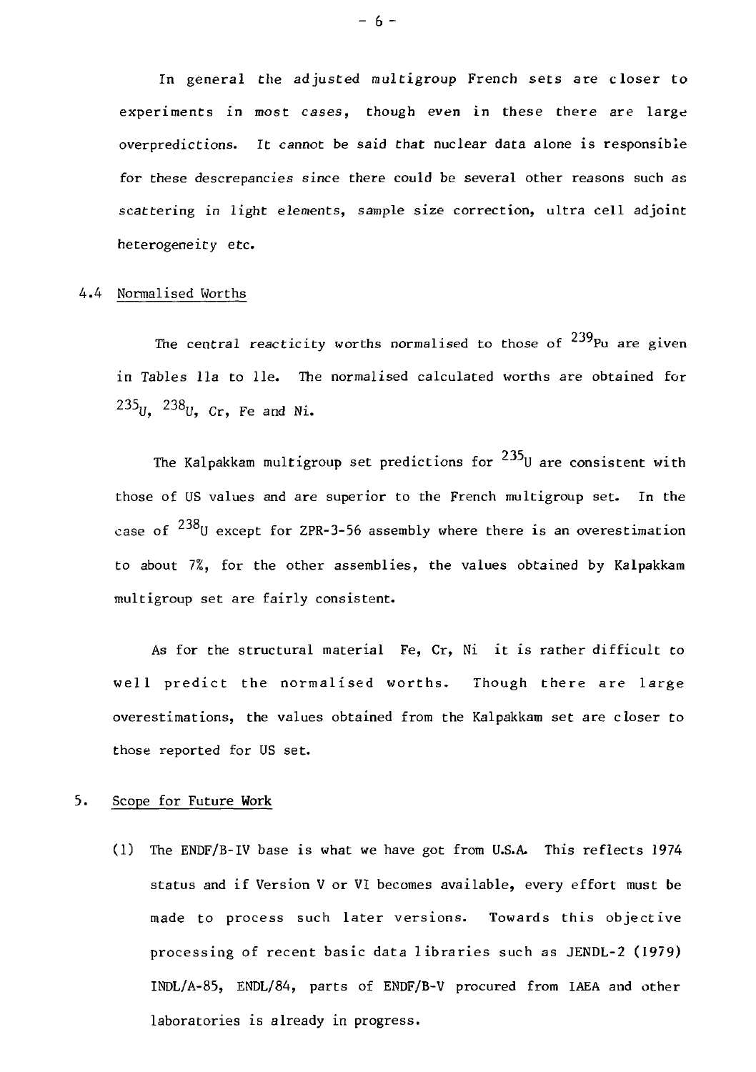In general the adjusted multigroup French sets are closer to experiments in most cases, though even in these there are large overpredictions. It cannot be said that nuclear data alone is responsible for these descrepancies since there could be several other reasons such as scattering in light elements, sample size correction, ultra cell adjoint heterogeneity etc.

### 4.4 Normalised Worths

The central reacticity worths normalised to those of $^{239}$Pu are given in Tables 11a to 11e. The normalised calculated worths are obtained for $^{235}$U, $^{238}$U, Cr, Fe and Ni.

The Kalpakkam multigroup set predictions for $^{235}$U are consistent with those of US values and are superior to the French multigroup set. In the case of $^{238}$U except for ZPR-3-56 assembly where there is an overestimation to about 7%, for the other assemblies, the values obtained by Kalpakkam multigroup set are fairly consistent.

As for the structural material Fe, Cr, Ni it is rather difficult to well predict the normalised worths. Though there are large overestimations, the values obtained from the Kalpakkam set are closer to those reported for US set.

## 5. Scope for Future Work

(1) The ENDF/B-IV base is what we have got from U.S.A. This reflects 1974 status and if Version V or VI becomes available, every effort must be made to process such later versions. Towards this objective processing of recent basic data libraries such as JENDL-2 (1979) INDL/A-85, ENDL/84, parts of ENDF/B-V procured from IAEA and other laboratories is already in progress.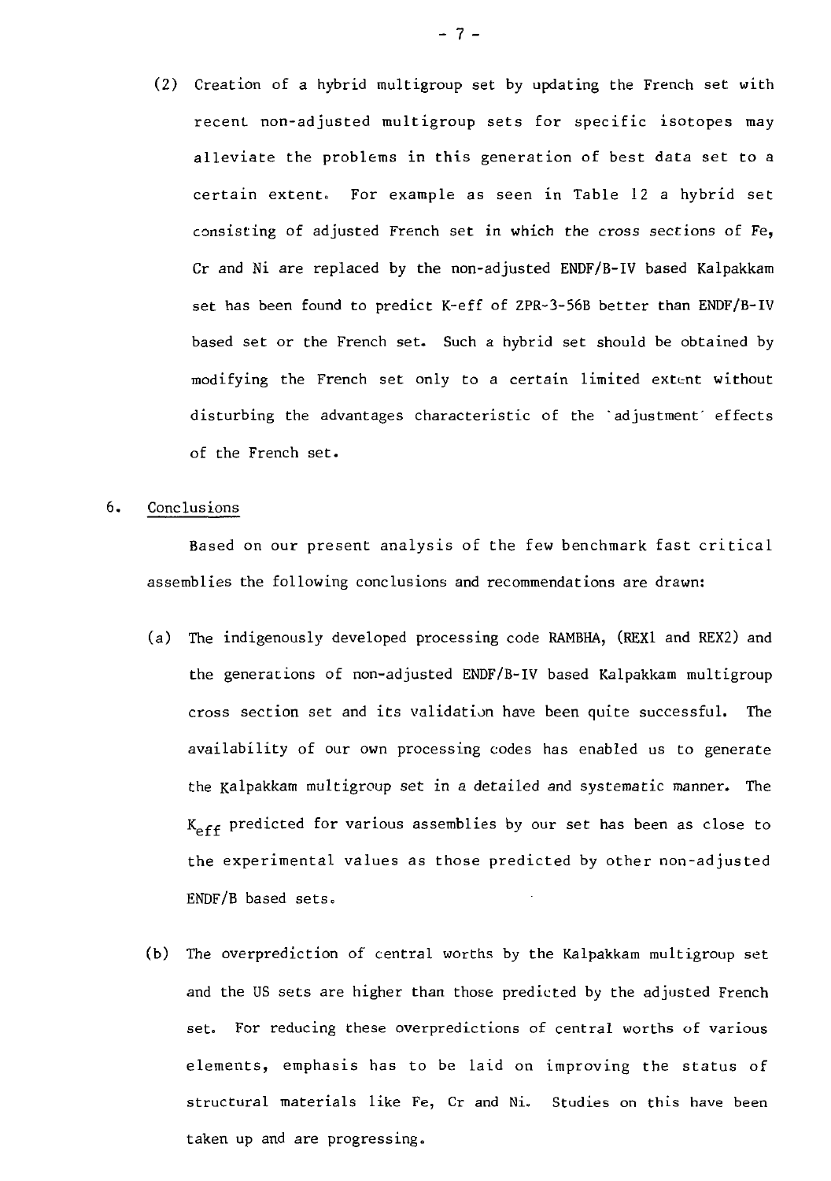(2) Creation of a hybrid multigroup set by updating the French set with recent non-adjusted multigroup sets for specific isotopes may alleviate the problems in this generation of best data set to a certain extent. For example as seen in Table 12 a hybrid set consisting of adjusted French set in which the cross sections of Fe, Cr and Ni are replaced by the non-adjusted ENDF/B-IV based Kalpakkam set has been found to predict K-eff of ZPR-3-56B better than ENDF/B-IV based set or the French set. Such a hybrid set should be obtained by modifying the French set only to a certain limited extent without disturbing the advantages characteristic of the 'adjustment' effects of the French set.

## 6. Conclusions

Based on our present analysis of the few benchmark fast critical assemblies the following conclusions and recommendations are drawn:

(a) The indigenously developed processing code RAMBHA, (REX1 and REX2) and the generations of non-adjusted ENDF/B-IV based Kalpakkam multigroup cross section set and its validation have been quite successful. The availability of our own processing codes has enabled us to generate the Kalpakkam multigroup set in a detailed and systematic manner. The $K_{eff}$ predicted for various assemblies by our set has been as close to the experimental values as those predicted by other non-adjusted ENDF/B based sets.

(b) The overprediction of central worths by the Kalpakkam multigroup set and the US sets are higher than those predicted by the adjusted French set. For reducing these overpredictions of central worths of various elements, emphasis has to be laid on improving the status of structural materials like Fe, Cr and Ni. Studies on this have been taken up and are progressing.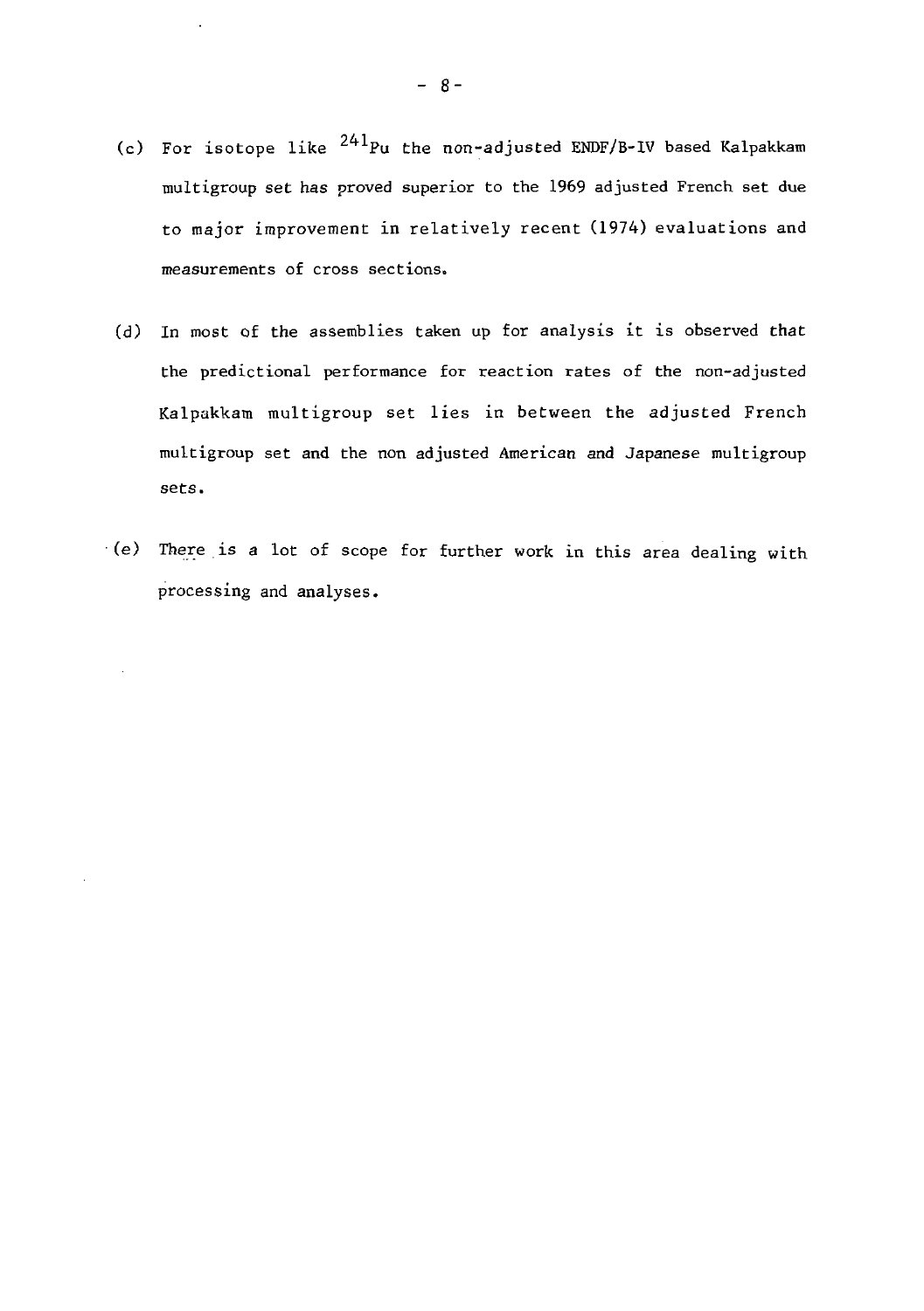(c) For isotope like $^{241}Pu$ the non-adjusted ENDF/B-IV based Kalpakkam multigroup set has proved superior to the 1969 adjusted French set due to major improvement in relatively recent (1974) evaluations and measurements of cross sections.

(d) In most of the assemblies taken up for analysis it is observed that the predictional performance for reaction rates of the non-adjusted Kalpakkam multigroup set lies in between the adjusted French multigroup set and the non adjusted American and Japanese multigroup sets.

(e) There is a lot of scope for further work in this area dealing with processing and analyses.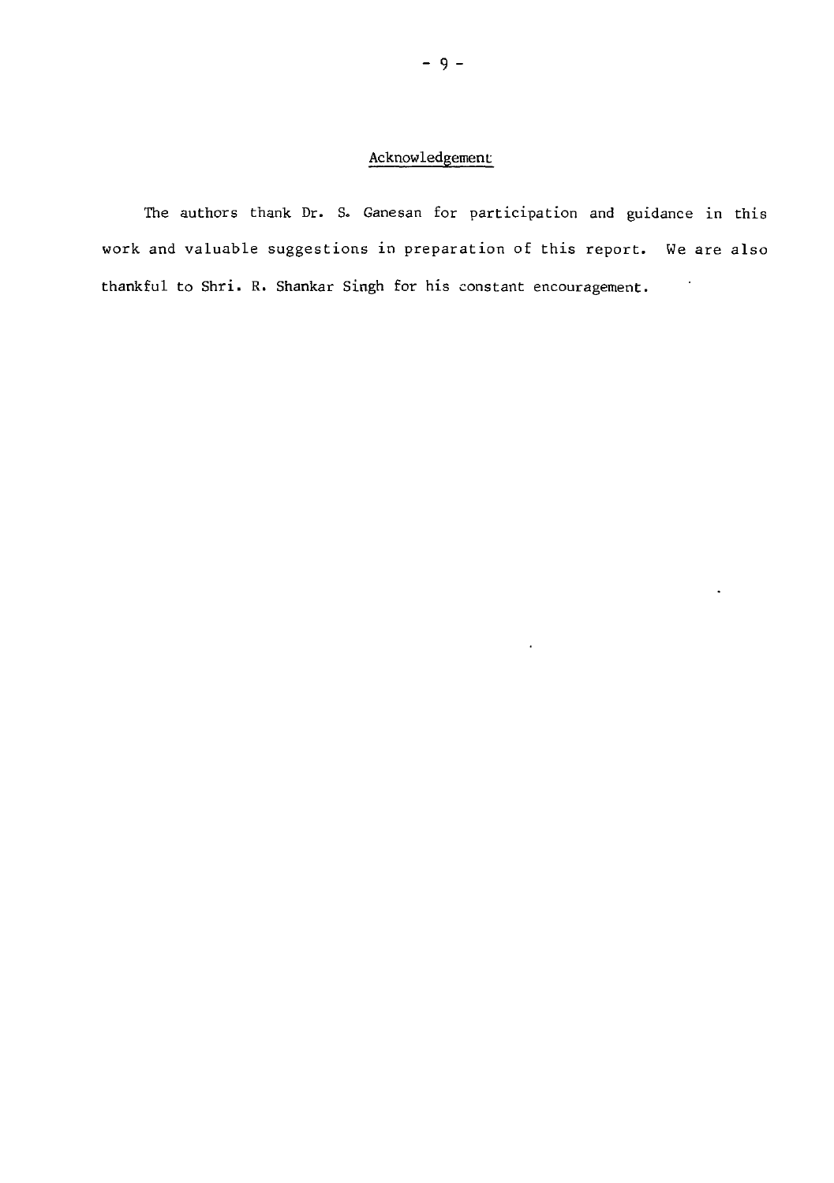## Acknowledgement

The authors thank Dr. S. Ganesan for participation and guidance in this work and valuable suggestions in preparation of this report. We are also thankful to Shri. R. Shankar Singh for his constant encouragement.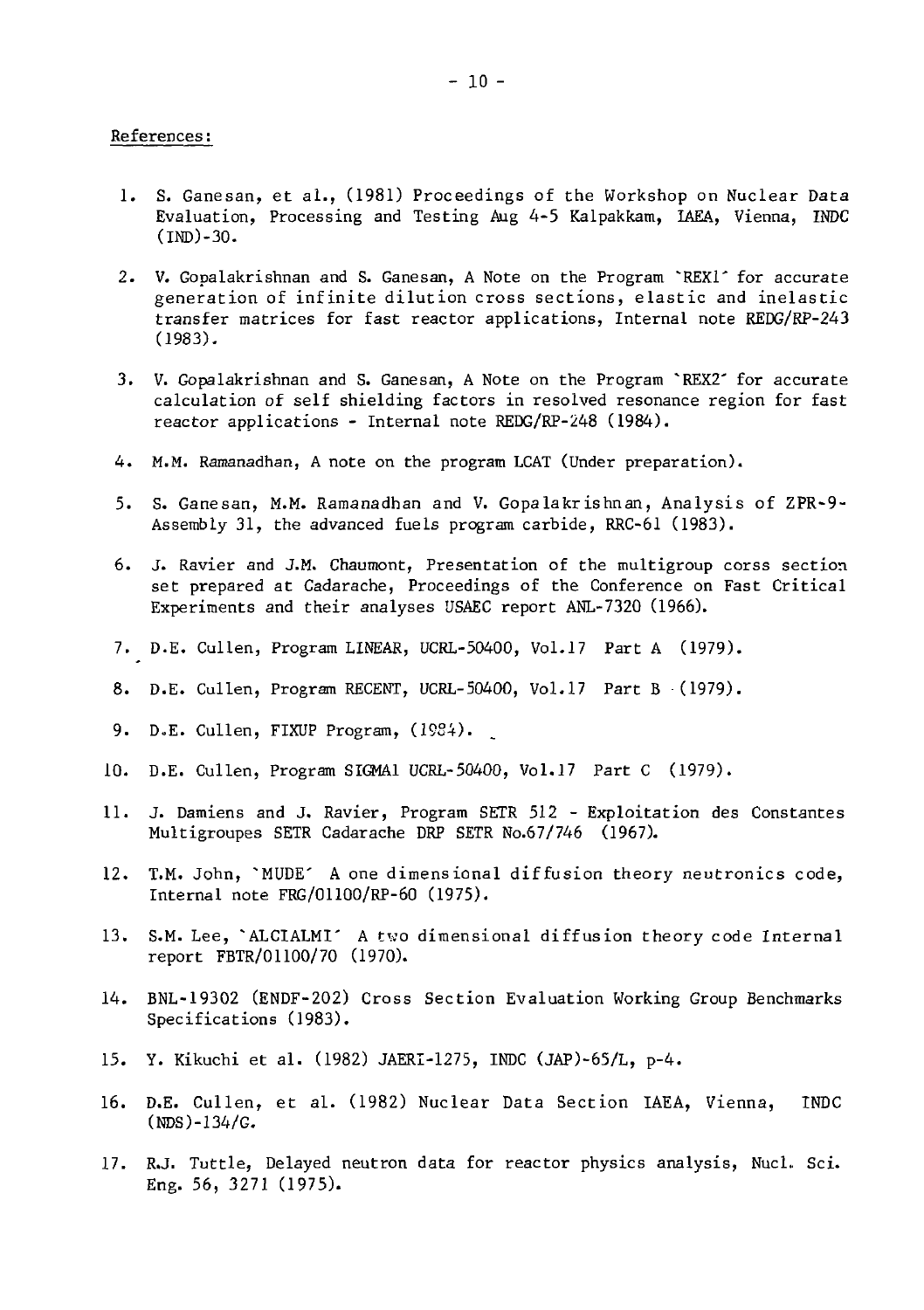References:

1. S. Ganesan, et al., (1981) Proceedings of the Workshop on Nuclear Data Evaluation, Processing and Testing Aug 4-5 Kalpakkam, IAEA, Vienna, INDC (IND)-30.

2. V. Gopalakrishnan and S. Ganesan, A Note on the Program 'REX1' for accurate generation of infinite dilution cross sections, elastic and inelastic transfer matrices for fast reactor applications, Internal note REDG/RP-243 (1983).

3. V. Gopalakrishnan and S. Ganesan, A Note on the Program 'REX2' for accurate calculation of self shielding factors in resolved resonance region for fast reactor applications - Internal note REDG/RP-248 (1984).

4. M.M. Ramanadhan, A note on the program LCAT (Under preparation).

5. S. Ganesan, M.M. Ramanadhan and V. Gopalakrishnan, Analysis of ZPR-9-Assembly 31, the advanced fuels program carbide, RRC-61 (1983).

6. J. Ravier and J.M. Chaumont, Presentation of the multigroup corss section set prepared at Cadarache, Proceedings of the Conference on Fast Critical Experiments and their analyses USAEC report ANL-7320 (1966).

7. D.E. Cullen, Program LINEAR, UCRL-50400, Vol.17 Part A (1979).

8. D.E. Cullen, Program RECENT, UCRL-50400, Vol.17 Part B (1979).

9. D.E. Cullen, FIXUP Program, (1984).

10. D.E. Cullen, Program SIGMA1 UCRL-50400, Vol.17 Part C (1979).

11. J. Damiens and J. Ravier, Program SETR 512 - Exploitation des Constantes Multigroupes SETR Cadarache DRP SETR No.67/746 (1967).

12. T.M. John, 'MUDE' A one dimensional diffusion theory neutronics code, Internal note FRG/01100/RP-60 (1975).

13. S.M. Lee, 'ALCIALMI' A two dimensional diffusion theory code Internal report FBTR/01100/70 (1970).

14. BNL-19302 (ENDF-202) Cross Section Evaluation Working Group Benchmarks Specifications (1983).

15. Y. Kikuchi et al. (1982) JAERI-1275, INDC (JAP)-65/L, p-4.

16. D.E. Cullen, et al. (1982) Nuclear Data Section IAEA, Vienna, INDC (NDS)-134/G.

17. R.J. Tuttle, Delayed neutron data for reactor physics analysis, Nucl. Sci. Eng. 56, 3271 (1975).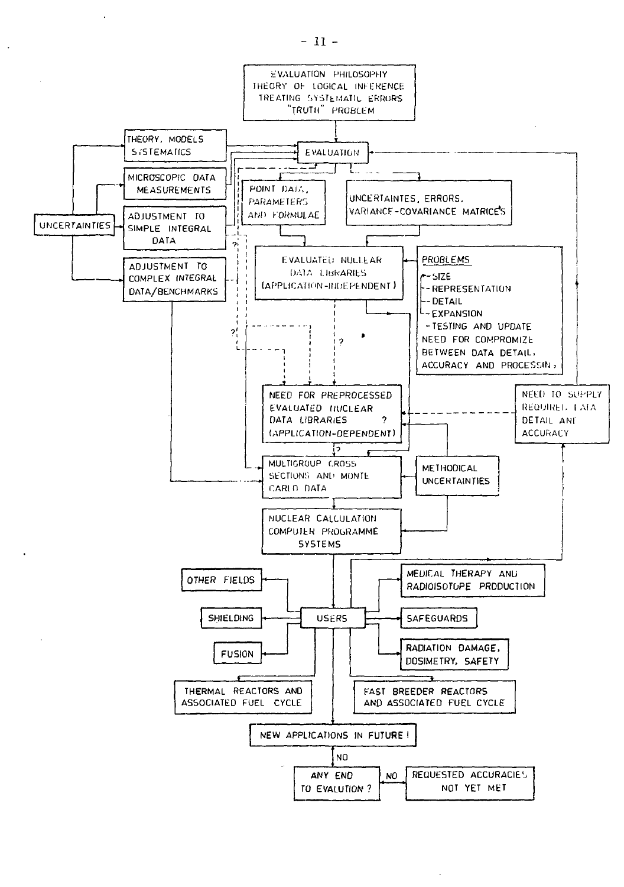EVALUATION PHILOSOPHY
THEORY OF LOGICAL INFERENCE
TREATING SYSTEMATIC ERRORS
"TRUTH" PROBLEM

EVALUATION

UNCERTAINTIES

THEORY, MODELS
SYSTEMATICS

MICROSCOPIC DATA
MEASUREMENTS

ADJUSTMENT TO
SIMPLE INTEGRAL
DATA

ADJUSTMENT TO
COMPLEX INTEGRAL
DATA/BENCHMARKS

POINT DATA,
PARAMETERS
AND FORMULAE

UNCERTAINTES, ERRORS,
VARIANCE-COVARIANCE MATRICES

EVALUATED NUCLEAR
DATA LIBRARIES
(APPLICATION-INDEPENDENT)

PROBLEMS

- SIZE
- REPRESENTATION
- DETAIL
- EXPANSION
- TESTING AND UPDATE

NEED FOR COMPROMIZE
BETWEEN DATA DETAIL,
ACCURACY AND PROCESSIN,

NEED FOR PREPROCESSED
EVALUATED NUCLEAR
DATA LIBRARIES ?
(APPLICATION-DEPENDENT)

NEED TO SUPPLY
REQUIRED DATA
DETAIL AND
ACCURACY

MULTIGROUP CROSS
SECTIONS AND MONTE
CARLO DATA

METHODICAL
UNCERTAINTIES

NUCLEAR CALCULATION
COMPUTER PROGRAMME
SYSTEMS

USERS

OTHER FIELDS

SHIELDING

FUSION

MEDICAL THERAPY AND
RADIOISOTOPE PRODUCTION

SAFEGUARDS

RADIATION DAMAGE,
DOSIMETRY, SAFETY

THERMAL REACTORS AND
ASSOCIATED FUEL CYCLE

FAST BREEDER REACTORS
AND ASSOCIATED FUEL CYCLE

NEW APPLICATIONS IN FUTURE !

NO

ANY END
TO EVALUTION ?

NO

REQUESTED ACCURACIES
NOT YET MET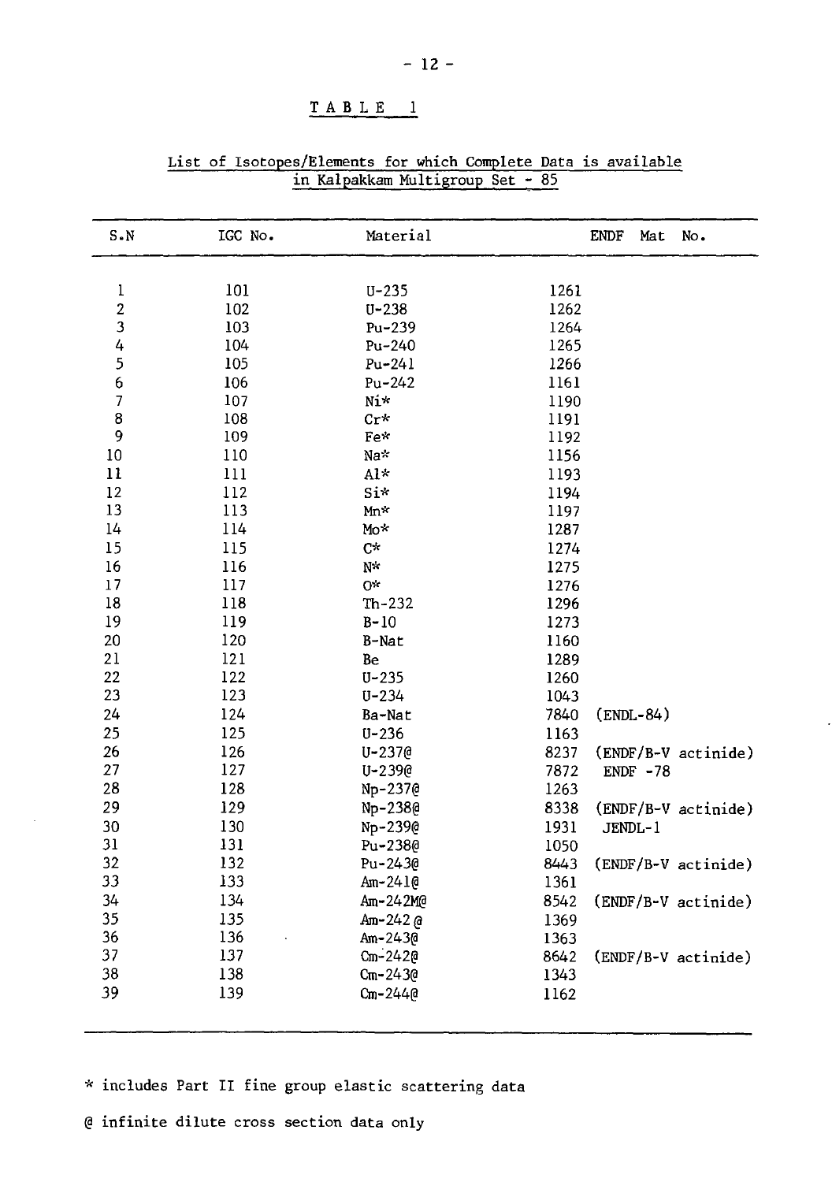## TABLE 1

List of Isotopes/Elements for which Complete Data is available in Kalpakkam Multigroup Set - 85

| S.N | IGC No. | Material | ENDF Mat No. | |
|---|---|---|---|---|
| 1 | 101 | U-235 | 1261 | |
| 2 | 102 | U-238 | 1262 | |
| 3 | 103 | Pu-239 | 1264 | |
| 4 | 104 | Pu-240 | 1265 | |
| 5 | 105 | Pu-241 | 1266 | |
| 6 | 106 | Pu-242 | 1161 | |
| 7 | 107 | Ni* | 1190 | |
| 8 | 108 | Cr* | 1191 | |
| 9 | 109 | Fe* | 1192 | |
| 10 | 110 | Na* | 1156 | |
| 11 | 111 | Al* | 1193 | |
| 12 | 112 | Si* | 1194 | |
| 13 | 113 | Mn* | 1197 | |
| 14 | 114 | Mo* | 1287 | |
| 15 | 115 | C* | 1274 | |
| 16 | 116 | N* | 1275 | |
| 17 | 117 | O* | 1276 | |
| 18 | 118 | Th-232 | 1296 | |
| 19 | 119 | B-10 | 1273 | |
| 20 | 120 | B-Nat | 1160 | |
| 21 | 121 | Be | 1289 | |
| 22 | 122 | U-235 | 1260 | |
| 23 | 123 | U-234 | 1043 | |
| 24 | 124 | Ba-Nat | 7840 | (ENDL-84) |
| 25 | 125 | U-236 | 1163 | |
| 26 | 126 | U-237@ | 8237 | (ENDF/B-V actinide) |
| 27 | 127 | U-239@ | 7872 | ENDF -78 |
| 28 | 128 | Np-237@ | 1263 | |
| 29 | 129 | Np-238@ | 8338 | (ENDF/B-V actinide) |
| 30 | 130 | Np-239@ | 1931 | JENDL-1 |
| 31 | 131 | Pu-238@ | 1050 | |
| 32 | 132 | Pu-243@ | 8443 | (ENDF/B-V actinide) |
| 33 | 133 | Am-241@ | 1361 | |
| 34 | 134 | Am-242M@ | 8542 | (ENDF/B-V actinide) |
| 35 | 135 | Am-242 @ | 1369 | |
| 36 | 136 | Am-243@ | 1363 | |
| 37 | 137 | Cm-242@ | 8642 | (ENDF/B-V actinide) |
| 38 | 138 | Cm-243@ | 1343 | |
| 39 | 139 | Cm-244@ | 1162 | |

* includes Part II fine group elastic scattering data

@ infinite dilute cross section data only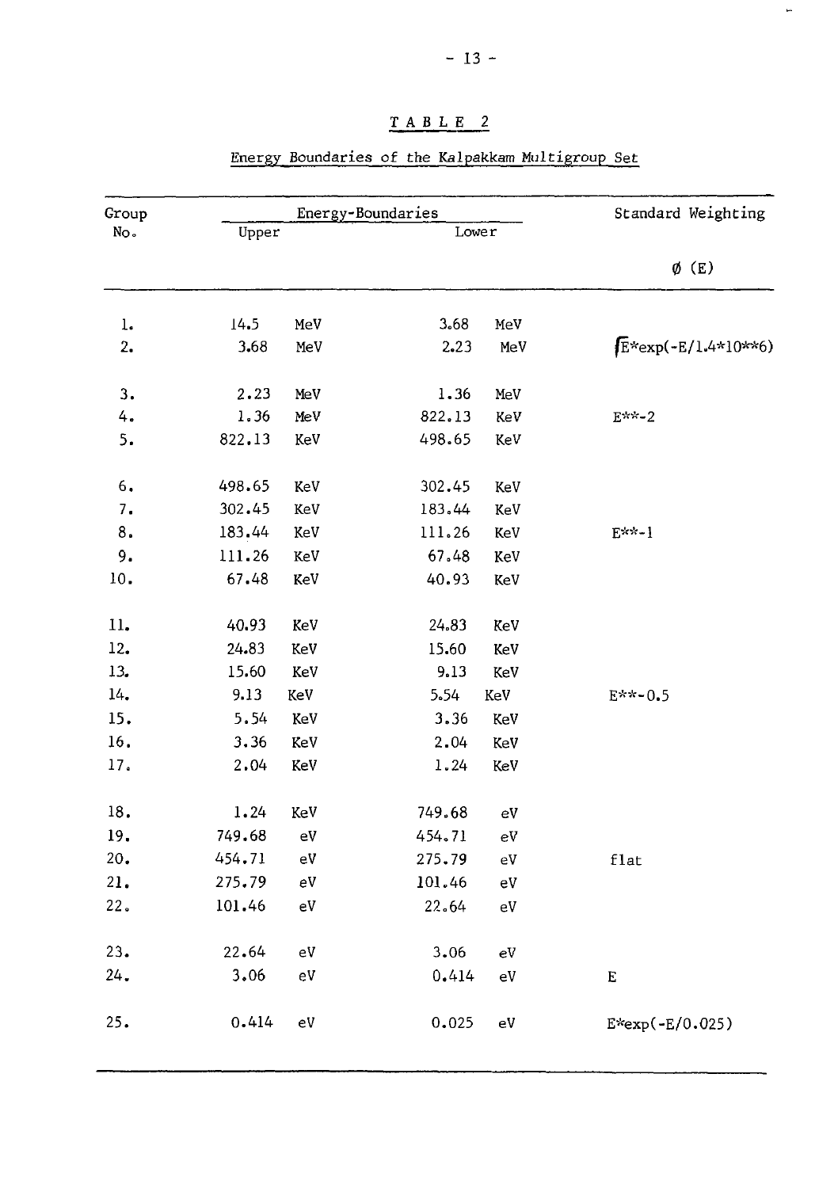# TABLE 2

## Energy Boundaries of the Kalpakkam Multigroup Set

| Group No. | Energy-Boundaries | | | | Standard Weighting |
|---|---|---|---|---|---|
| | Upper | | Lower | | $\phi$ (E) |
| 1. | 14.5 | MeV | 3.68 | MeV | |
| 2. | 3.68 | MeV | 2.23 | MeV | $\sqrt{E}$*exp(-E/1.4*10**6) |
| 3. | 2.23 | MeV | 1.36 | MeV | |
| 4. | 1.36 | MeV | 822.13 | KeV | E**-2 |
| 5. | 822.13 | KeV | 498.65 | KeV | |
| 6. | 498.65 | KeV | 302.45 | KeV | |
| 7. | 302.45 | KeV | 183.44 | KeV | |
| 8. | 183.44 | KeV | 111.26 | KeV | E**-1 |
| 9. | 111.26 | KeV | 67.48 | KeV | |
| 10. | 67.48 | KeV | 40.93 | KeV | |
| 11. | 40.93 | KeV | 24.83 | KeV | |
| 12. | 24.83 | KeV | 15.60 | KeV | |
| 13. | 15.60 | KeV | 9.13 | KeV | |
| 14. | 9.13 | KeV | 5.54 | KeV | E**-0.5 |
| 15. | 5.54 | KeV | 3.36 | KeV | |
| 16. | 3.36 | KeV | 2.04 | KeV | |
| 17. | 2.04 | KeV | 1.24 | KeV | |
| 18. | 1.24 | KeV | 749.68 | eV | |
| 19. | 749.68 | eV | 454.71 | eV | |
| 20. | 454.71 | eV | 275.79 | eV | flat |
| 21. | 275.79 | eV | 101.46 | eV | |
| 22. | 101.46 | eV | 22.64 | eV | |
| 23. | 22.64 | eV | 3.06 | eV | |
| 24. | 3.06 | eV | 0.414 | eV | E |
| 25. | 0.414 | eV | 0.025 | eV | E*exp(-E/0.025) |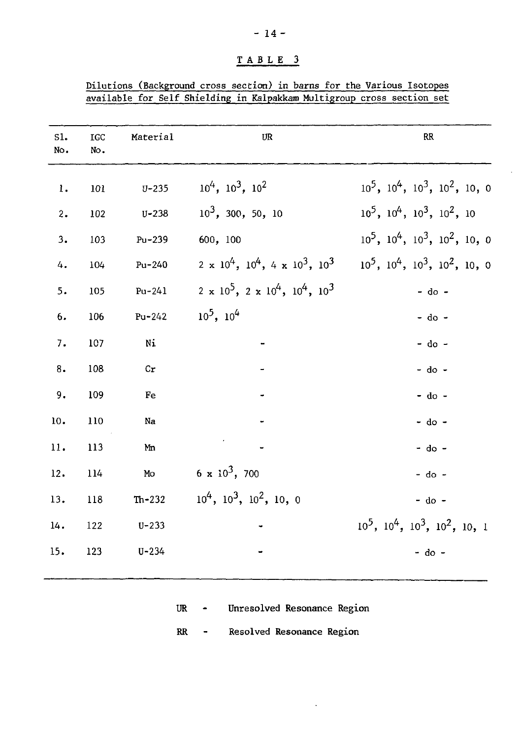## TABLE 3

Dilutions (Background cross section) in barns for the Various Isotopes available for Self Shielding in Kalpakkam Multigroup cross section set

| Sl. No. | IGC No. | Material | UR | RR |
|---|---|---|---|---|
| 1. | 101 | U-235 | $10^4$, $10^3$, $10^2$ | $10^5$, $10^4$, $10^3$, $10^2$, 10, 0 |
| 2. | 102 | U-238 | $10^3$, 300, 50, 10 | $10^5$, $10^4$, $10^3$, $10^2$, 10 |
| 3. | 103 | Pu-239 | 600, 100 | $10^5$, $10^4$, $10^3$, $10^2$, 10, 0 |
| 4. | 104 | Pu-240 | $2 \times 10^4$, $10^4$, $4 \times 10^3$, $10^3$ | $10^5$, $10^4$, $10^3$, $10^2$, 10, 0 |
| 5. | 105 | Pu-241 | $2 \times 10^5$, $2 \times 10^4$, $10^4$, $10^3$ | - do - |
| 6. | 106 | Pu-242 | $10^5$, $10^4$ | - do - |
| 7. | 107 | Ni | - | - do - |
| 8. | 108 | Cr | - | - do - |
| 9. | 109 | Fe | - | - do - |
| 10. | 110 | Na | - | - do - |
| 11. | 113 | Mn | - | - do - |
| 12. | 114 | Mo | $6 \times 10^3$, 700 | - do - |
| 13. | 118 | Th-232 | $10^4$, $10^3$, $10^2$, 10, 0 | - do - |
| 14. | 122 | U-233 | - | $10^5$, $10^4$, $10^3$, $10^2$, 10, 1 |
| 15. | 123 | U-234 | - | - do - |

UR - Unresolved Resonance Region

RR - Resolved Resonance Region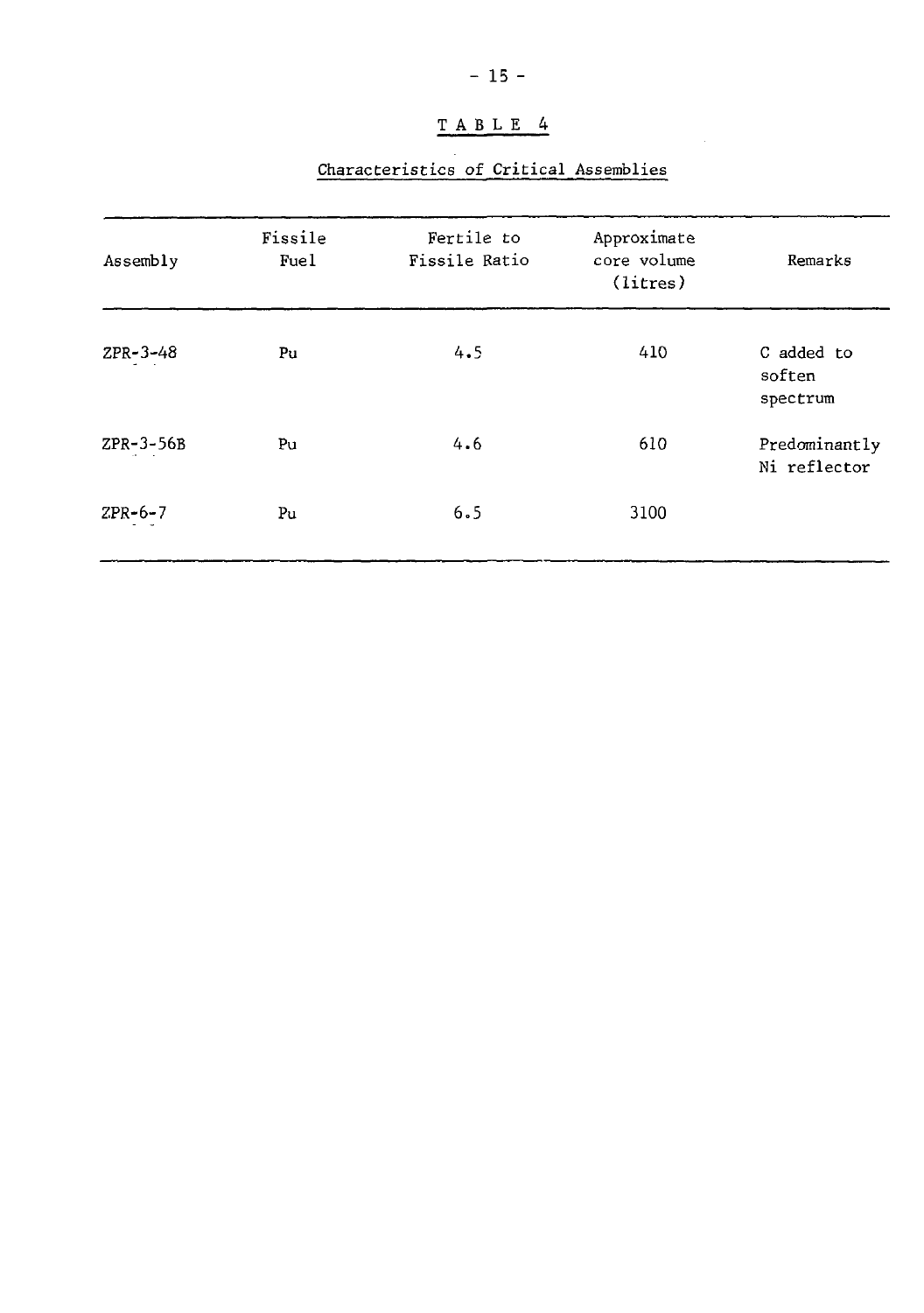# TABLE 4

## Characteristics of Critical Assemblies

| Assembly | Fissile Fuel | Fertile to Fissile Ratio | Approximate core volume (litres) | Remarks |
|---|---|---|---|---|
| ZPR-3-48 | Pu | 4.5 | 410 | C added to soften spectrum |
| ZPR-3-56B | Pu | 4.6 | 610 | Predominantly Ni reflector |
| ZPR-6-7 | Pu | 6.5 | 3100 | |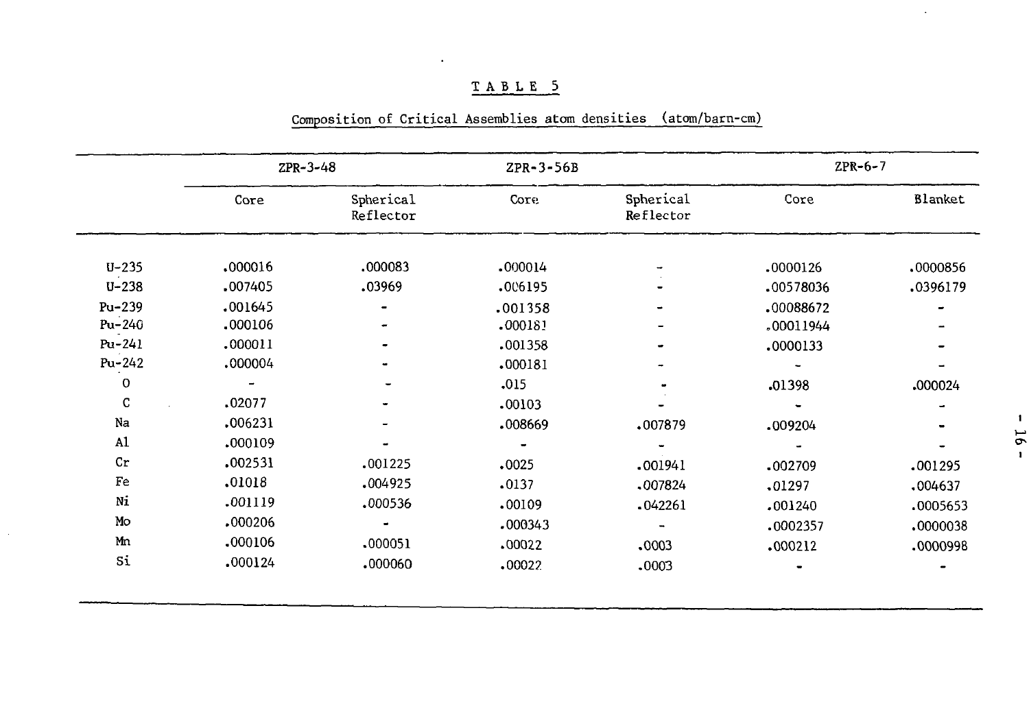# TABLE 5

Composition of Critical Assemblies atom densities (atom/barn-cm)

| | ZPR-3-48 | | ZPR-3-56B | | ZPR-6-7 | |
|---|---|---|---|---|---|---|
| | Core | Spherical Reflector | Core | Spherical Reflector | Core | Blanket |
| U-235 | .000016 | .000083 | .000014 | - | .0000126 | .0000856 |
| U-238 | .007405 | .03969 | .006195 | - | .00578036 | .0396179 |
| Pu-239 | .001645 | - | .001358 | - | .00088672 | - |
| Pu-240 | .000106 | - | .000181 | - | .00011944 | - |
| Pu-241 | .000011 | - | .001358 | - | .0000133 | - |
| Pu-242 | .000004 | - | .000181 | - | - | - |
| O | - | - | .015 | - | .01398 | .000024 |
| C | .02077 | - | .00103 | - | - | - |
| Na | .006231 | - | .008669 | .007879 | .009204 | - |
| Al | .000109 | - | - | - | - | - |
| Cr | .002531 | .001225 | .0025 | .001941 | .002709 | .001295 |
| Fe | .01018 | .004925 | .0137 | .007824 | .01297 | .004637 |
| Ni | .001119 | .000536 | .00109 | .042261 | .001240 | .0005653 |
| Mo | .000206 | - | .000343 | - | .0002357 | .0000038 |
| Mn | .000106 | .000051 | .00022 | .0003 | .000212 | .0000998 |
| Si | .000124 | .000060 | .00022 | .0003 | - | - |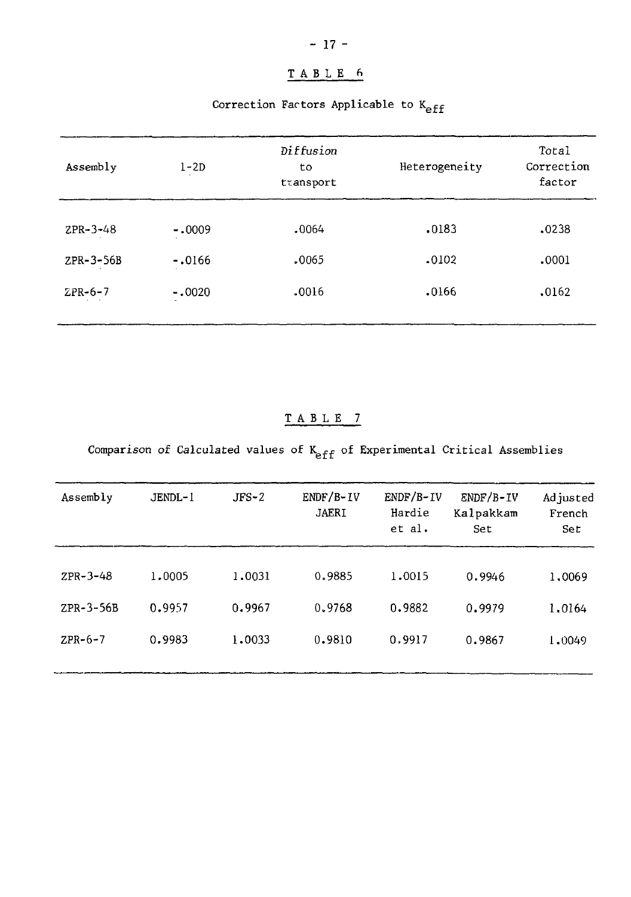TABLE 6

Correction Factors Applicable to $K_{eff}$

| Assembly | 1-2D | *Diffusion* to transport | Heterogeneity | Total Correction factor |
|---|---|---|---|---|
| ZPR-3-48 | -.0009 | .0064 | .0183 | .0238 |
| ZPR-3-56B | -.0166 | .0065 | .0102 | .0001 |
| ZPR-6-7 | -.0020 | .0016 | .0166 | .0162 |

TABLE 7

Comparison of Calculated values of $K_{eff}$ of Experimental Critical Assemblies

| Assembly | JENDL-1 | JFS-2 | ENDF/B-IV JAERI | ENDF/B-IV Hardie et al. | ENDF/B-IV Kalpakkam Set | Adjusted French Set |
|---|---|---|---|---|---|---|
| ZPR-3-48 | 1.0005 | 1.0031 | 0.9885 | 1.0015 | 0.9946 | 1.0069 |
| ZPR-3-56B | 0.9957 | 0.9967 | 0.9768 | 0.9882 | 0.9979 | 1.0164 |
| ZPR-6-7 | 0.9983 | 1.0033 | 0.9810 | 0.9917 | 0.9867 | 1.0049 |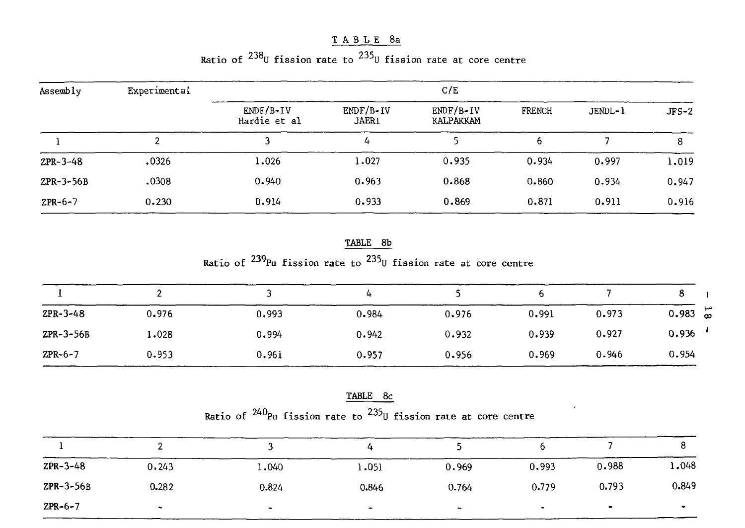# TABLE 8a

Ratio of $^{238}U$ fission rate to $^{235}U$ fission rate at core centre

| Assembly | Experimental | C/E | | | | | |
|---|---|---|---|---|---|---|---|
| | | ENDF/B-IV Hardie et al | ENDF/B-IV JAERI | ENDF/B-IV KALPAKKAM | FRENCH | JENDL-1 | JFS-2 |
| 1 | 2 | 3 | 4 | 5 | 6 | 7 | 8 |
| ZPR-3-48 | .0326 | 1.026 | 1.027 | 0.935 | 0.934 | 0.997 | 1.019 |
| ZPR-3-56B | .0308 | 0.940 | 0.963 | 0.868 | 0.860 | 0.934 | 0.947 |
| ZPR-6-7 | 0.230 | 0.914 | 0.933 | 0.869 | 0.871 | 0.911 | 0.916 |

# TABLE 8b

Ratio of $^{239}Pu$ fission rate to $^{235}U$ fission rate at core centre

| 1 | 2 | 3 | 4 | 5 | 6 | 7 | 8 |
|---|---|---|---|---|---|---|---|
| ZPR-3-48 | 0.976 | 0.993 | 0.984 | 0.976 | 0.991 | 0.973 | 0.983 |
| ZPR-3-56B | 1.028 | 0.994 | 0.942 | 0.932 | 0.939 | 0.927 | 0.936 |
| ZPR-6-7 | 0.953 | 0.961 | 0.957 | 0.956 | 0.969 | 0.946 | 0.954 |

# TABLE 8c

Ratio of $^{240}Pu$ fission rate to $^{235}U$ fission rate at core centre

| 1 | 2 | 3 | 4 | 5 | 6 | 7 | 8 |
|---|---|---|---|---|---|---|---|
| ZPR-3-48 | 0.243 | 1.040 | 1.051 | 0.969 | 0.993 | 0.988 | 1.048 |
| ZPR-3-56B | 0.282 | 0.824 | 0.846 | 0.764 | 0.779 | 0.793 | 0.849 |
| ZPR-6-7 | - | - | - | - | - | - | - |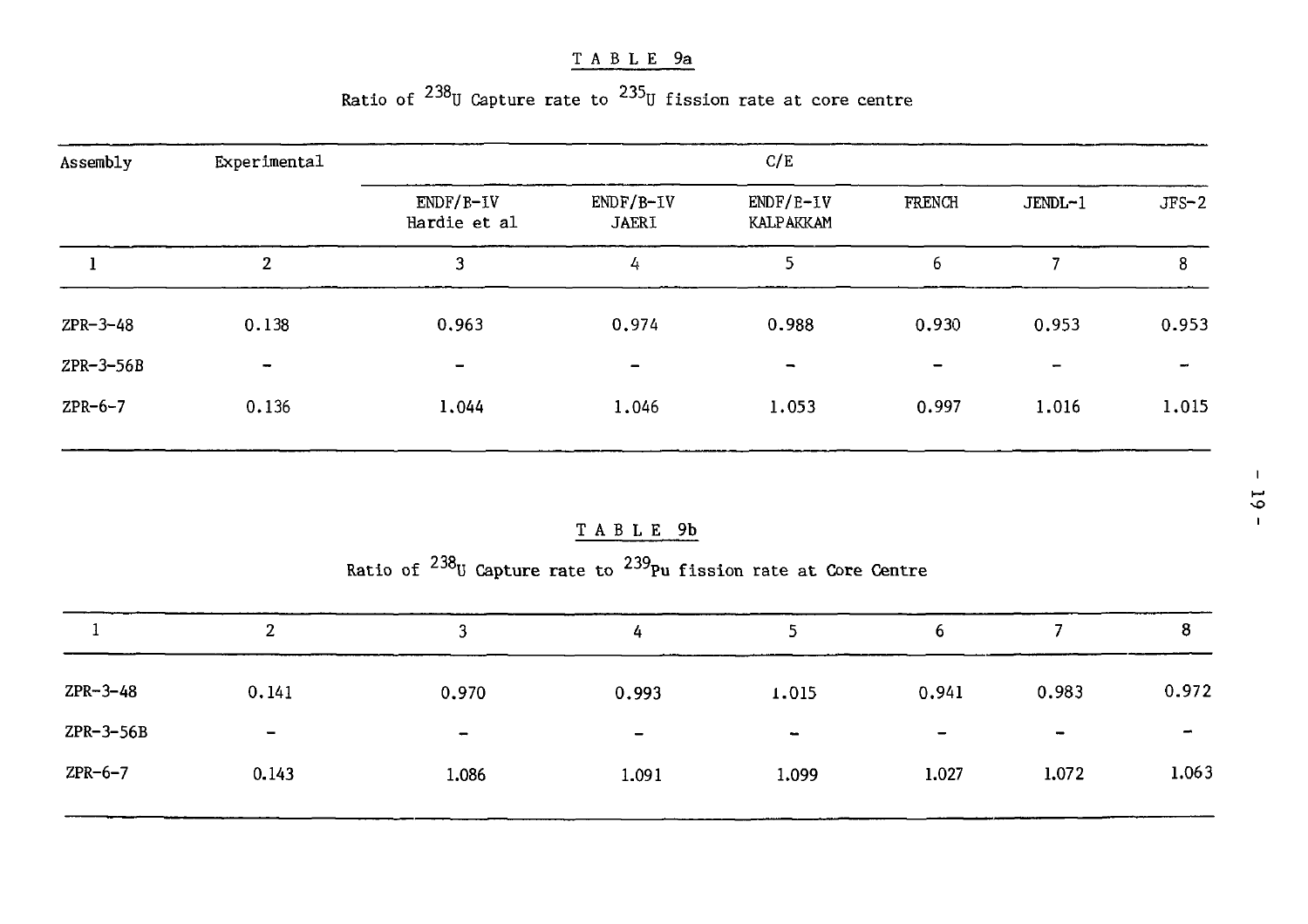TABLE 9a

Ratio of $^{238}U$ Capture rate to $^{235}U$ fission rate at core centre

| Assembly | Experimental | C/E | | | | | |
|---|---|---|---|---|---|---|---|
| | | ENDF/B-IV Hardie et al | ENDF/B-IV JAERI | ENDF/B-IV KALPAKKAM | FRENCH | JENDL-1 | JFS-2 |
| 1 | 2 | 3 | 4 | 5 | 6 | 7 | 8 |
| ZPR-3-48 | 0.138 | 0.963 | 0.974 | 0.988 | 0.930 | 0.953 | 0.953 |
| ZPR-3-56B | - | - | - | - | - | - | - |
| ZPR-6-7 | 0.136 | 1.044 | 1.046 | 1.053 | 0.997 | 1.016 | 1.015 |

TABLE 9b

Ratio of $^{238}U$ Capture rate to $^{239}Pu$ fission rate at Core Centre

| 1 | 2 | 3 | 4 | 5 | 6 | 7 | 8 |
|---|---|---|---|---|---|---|---|
| ZPR-3-48 | 0.141 | 0.970 | 0.993 | 1.015 | 0.941 | 0.983 | 0.972 |
| ZPR-3-56B | - | - | - | - | - | - | - |
| ZPR-6-7 | 0.143 | 1.086 | 1.091 | 1.099 | 1.027 | 1.072 | 1.063 |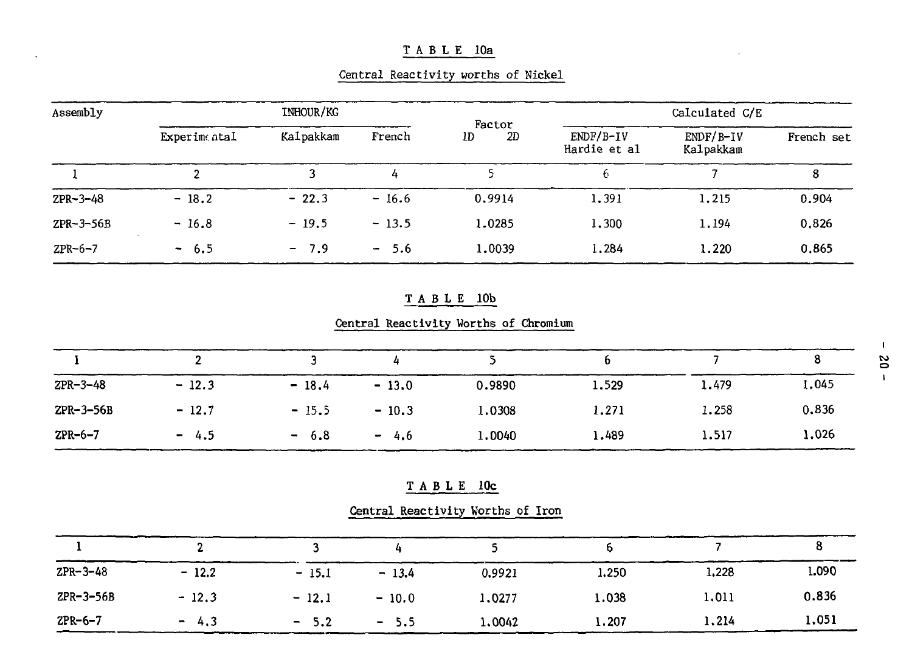# TABLE 10a

Central Reactivity worths of Nickel

| Assembly | INHOUR/KG | | | Factor 1D 2D | Calculated C/E | | |
|---|---|---|---|---|---|---|---|
| | Experimental | Kalpakkam | French | | ENDF/B-IV Hardie et al | ENDF/B-IV Kalpakkam | French set |
| 1 | 2 | 3 | 4 | 5 | 6 | 7 | 8 |
| ZPR-3-48 | - 18.2 | - 22.3 | - 16.6 | 0.9914 | 1.391 | 1.215 | 0.904 |
| ZPR-3-56B | - 16.8 | - 19.5 | - 13.5 | 1.0285 | 1.300 | 1.194 | 0.826 |
| ZPR-6-7 | - 6.5 | - 7.9 | - 5.6 | 1.0039 | 1.284 | 1.220 | 0.865 |

# TABLE 10b

Central Reactivity Worths of Chromium

| 1 | 2 | 3 | 4 | 5 | 6 | 7 | 8 |
|---|---|---|---|---|---|---|---|
| ZPR-3-48 | - 12.3 | - 18.4 | - 13.0 | 0.9890 | 1.529 | 1.479 | 1.045 |
| ZPR-3-56B | - 12.7 | - 15.5 | - 10.3 | 1.0308 | 1.271 | 1.258 | 0.836 |
| ZPR-6-7 | - 4.5 | - 6.8 | - 4.6 | 1.0040 | 1.489 | 1.517 | 1.026 |

# TABLE 10c

Central Reactivity Worths of Iron

| 1 | 2 | 3 | 4 | 5 | 6 | 7 | 8 |
|---|---|---|---|---|---|---|---|
| ZPR-3-48 | - 12.2 | - 15.1 | - 13.4 | 0.9921 | 1.250 | 1.228 | 1.090 |
| ZPR-3-56B | - 12.3 | - 12.1 | - 10.0 | 1.0277 | 1.038 | 1.011 | 0.836 |
| ZPR-6-7 | - 4.3 | - 5.2 | - 5.5 | 1.0042 | 1.207 | 1.214 | 1.051 |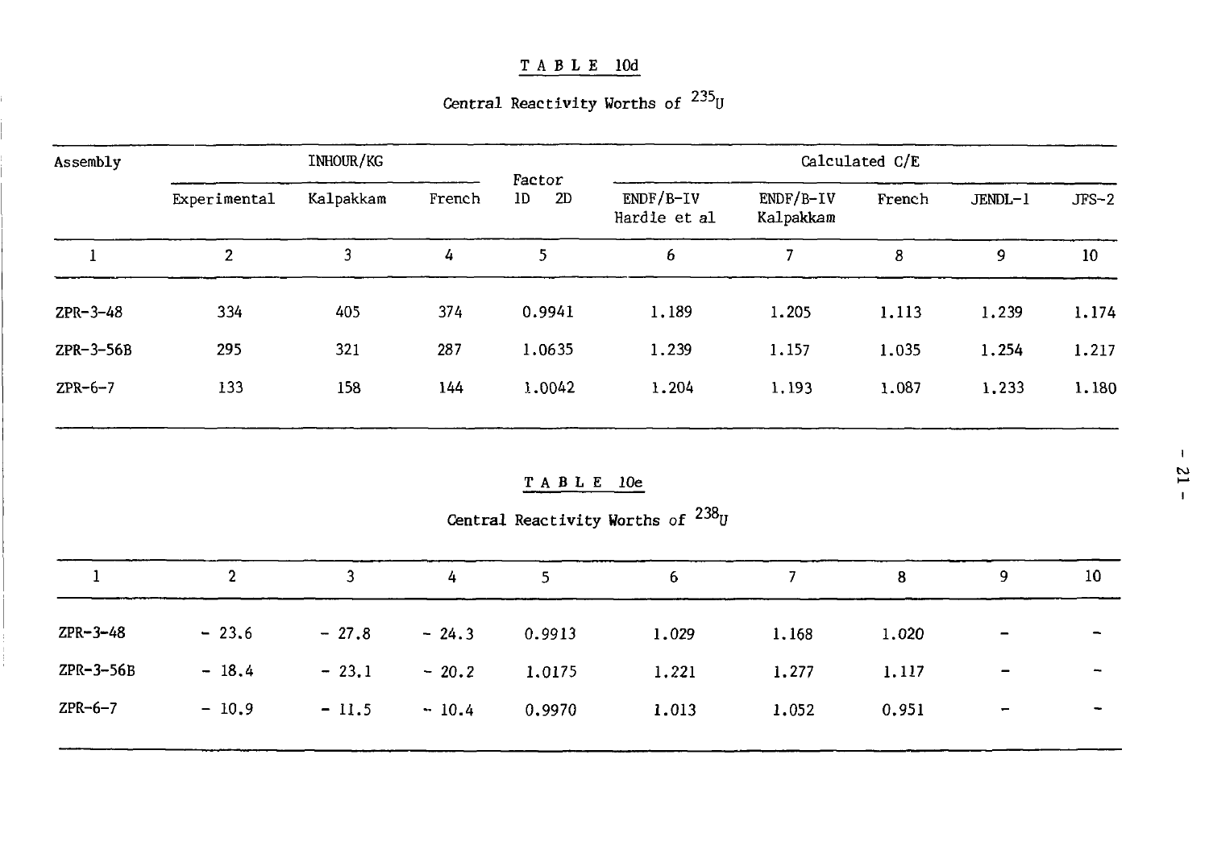## TABLE 10d

Central Reactivity Worths of $^{235}U$

| Assembly | INHOUR/KG | | | Factor 1D 2D | Calculated C/E | | | | |
|---|---|---|---|---|---|---|---|---|---|
| | Experimental | Kalpakkam | French | | ENDF/B-IV Hardie et al | ENDF/B-IV Kalpakkam | French | JENDL-1 | JFS-2 |
| 1 | 2 | 3 | 4 | 5 | 6 | 7 | 8 | 9 | 10 |
| ZPR-3-48 | 334 | 405 | 374 | 0.9941 | 1.189 | 1.205 | 1.113 | 1.239 | 1.174 |
| ZPR-3-56B | 295 | 321 | 287 | 1.0635 | 1.239 | 1.157 | 1.035 | 1.254 | 1.217 |
| ZPR-6-7 | 133 | 158 | 144 | 1.0042 | 1.204 | 1.193 | 1.087 | 1.233 | 1.180 |

## TABLE 10e

Central Reactivity Worths of $^{238}U$

| 1 | 2 | 3 | 4 | 5 | 6 | 7 | 8 | 9 | 10 |
|---|---|---|---|---|---|---|---|---|---|
| ZPR-3-48 | − 23.6 | − 27.8 | − 24.3 | 0.9913 | 1.029 | 1.168 | 1.020 | − | − |
| ZPR-3-56B | − 18.4 | − 23.1 | − 20.2 | 1.0175 | 1.221 | 1.277 | 1.117 | − | − |
| ZPR-6-7 | − 10.9 | − 11.5 | − 10.4 | 0.9970 | 1.013 | 1.052 | 0.951 | − | − |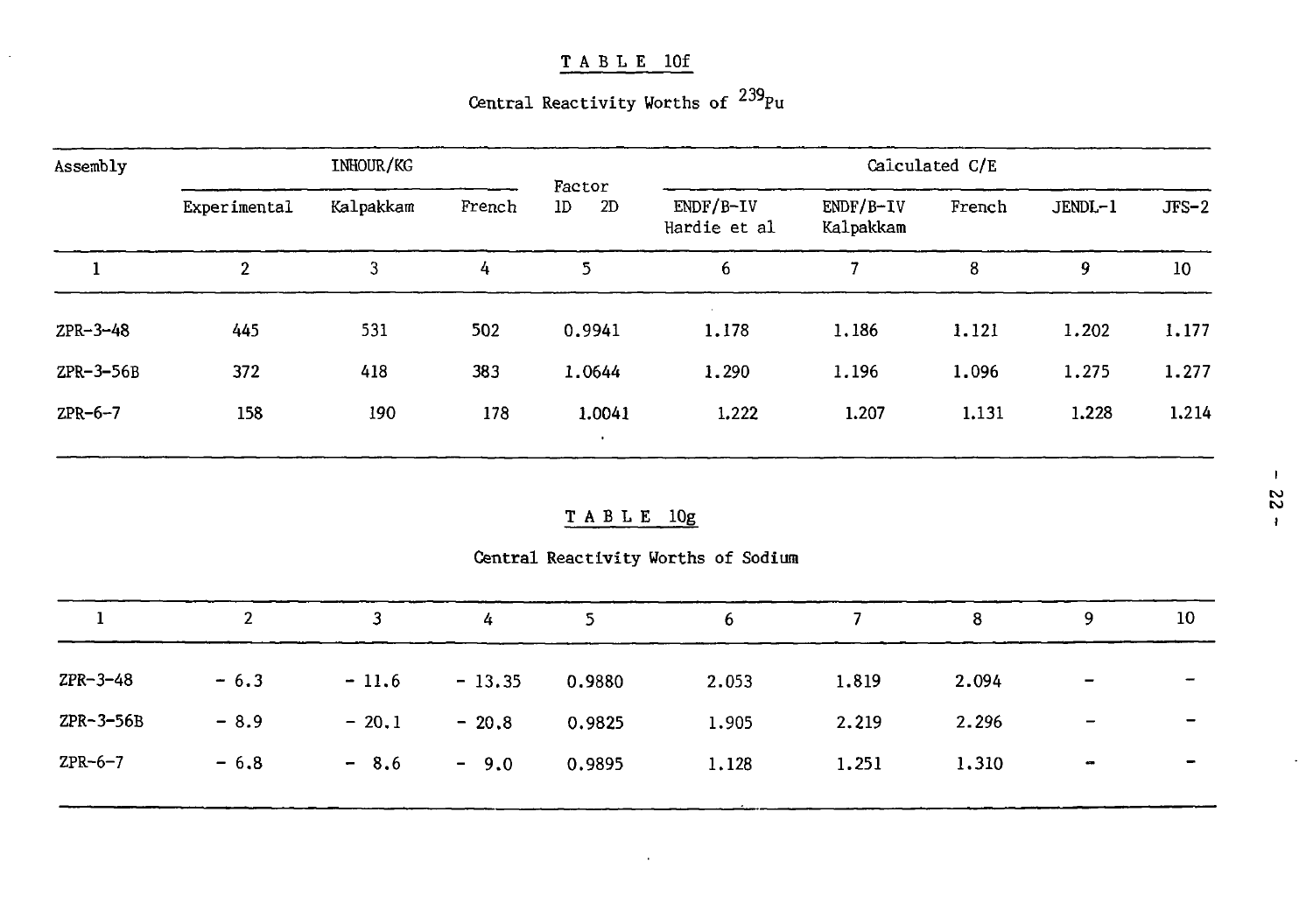## TABLE 10f

Central Reactivity Worths of $^{239}Pu$

| Assembly | INHOUR/KG | | | Factor 1D 2D | Calculated C/E | | | | |
|---|---|---|---|---|---|---|---|---|---|
| | Experimental | Kalpakkam | French | | ENDF/B-IV Hardie et al | ENDF/B-IV Kalpakkam | French | JENDL-1 | JFS-2 |
| 1 | 2 | 3 | 4 | 5 | 6 | 7 | 8 | 9 | 10 |
| ZPR-3-48 | 445 | 531 | 502 | 0.9941 | 1.178 | 1.186 | 1.121 | 1.202 | 1.177 |
| ZPR-3-56B | 372 | 418 | 383 | 1.0644 | 1.290 | 1.196 | 1.096 | 1.275 | 1.277 |
| ZPR-6-7 | 158 | 190 | 178 | 1.0041 | 1.222 | 1.207 | 1.131 | 1.228 | 1.214 |

## TABLE 10g

Central Reactivity Worths of Sodium

| 1 | 2 | 3 | 4 | 5 | 6 | 7 | 8 | 9 | 10 |
|---|---|---|---|---|---|---|---|---|---|
| ZPR-3-48 | - 6.3 | - 11.6 | - 13.35 | 0.9880 | 2.053 | 1.819 | 2.094 | - | - |
| ZPR-3-56B | - 8.9 | - 20.1 | - 20.8 | 0.9825 | 1.905 | 2.219 | 2.296 | - | - |
| ZPR-6-7 | - 6.8 | - 8.6 | - 9.0 | 0.9895 | 1.128 | 1.251 | 1.310 | - | - |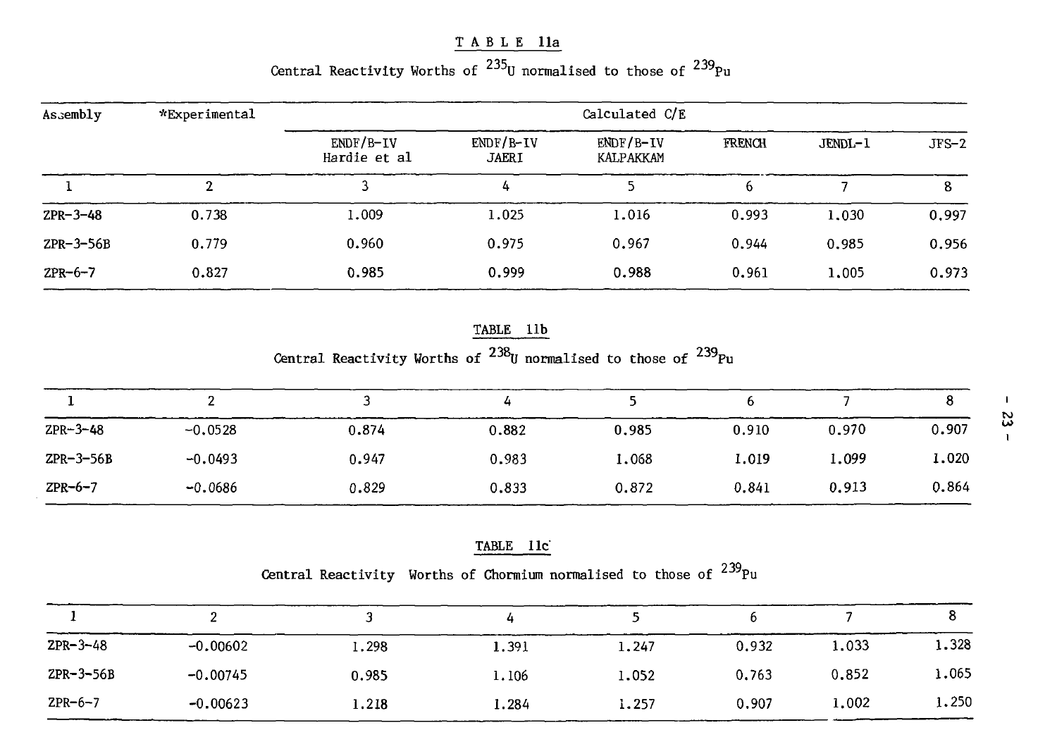TABLE 11a

Central Reactivity Worths of $^{235}U$ normalised to those of $^{239}Pu$

| Assembly | *Experimental | Calculated C/E | | | | | |
|---|---|---|---|---|---|---|---|
| | | ENDF/B-IV Hardie et al | ENDF/B-IV JAERI | ENDF/B-IV KALPAKKAM | FRENCH | JENDL-1 | JFS-2 |
| 1 | 2 | 3 | 4 | 5 | 6 | 7 | 8 |
| ZPR-3-48 | 0.738 | 1.009 | 1.025 | 1.016 | 0.993 | 1.030 | 0.997 |
| ZPR-3-56B | 0.779 | 0.960 | 0.975 | 0.967 | 0.944 | 0.985 | 0.956 |
| ZPR-6-7 | 0.827 | 0.985 | 0.999 | 0.988 | 0.961 | 1.005 | 0.973 |

TABLE 11b

Central Reactivity Worths of $^{238}U$ normalised to those of $^{239}Pu$

| 1 | 2 | 3 | 4 | 5 | 6 | 7 | 8 |
|---|---|---|---|---|---|---|---|
| ZPR-3-48 | -0.0528 | 0.874 | 0.882 | 0.985 | 0.910 | 0.970 | 0.907 |
| ZPR-3-56B | -0.0493 | 0.947 | 0.983 | 1.068 | 1.019 | 1.099 | 1.020 |
| ZPR-6-7 | -0.0686 | 0.829 | 0.833 | 0.872 | 0.841 | 0.913 | 0.864 |

TABLE 11c

Central Reactivity Worths of Chormium normalised to those of $^{239}Pu$

| 1 | 2 | 3 | 4 | 5 | 6 | 7 | 8 |
|---|---|---|---|---|---|---|---|
| ZPR-3-48 | -0.00602 | 1.298 | 1.391 | 1.247 | 0.932 | 1.033 | 1.328 |
| ZPR-3-56B | -0.00745 | 0.985 | 1.106 | 1.052 | 0.763 | 0.852 | 1.065 |
| ZPR-6-7 | -0.00623 | 1.218 | 1.284 | 1.257 | 0.907 | 1.002 | 1.250 |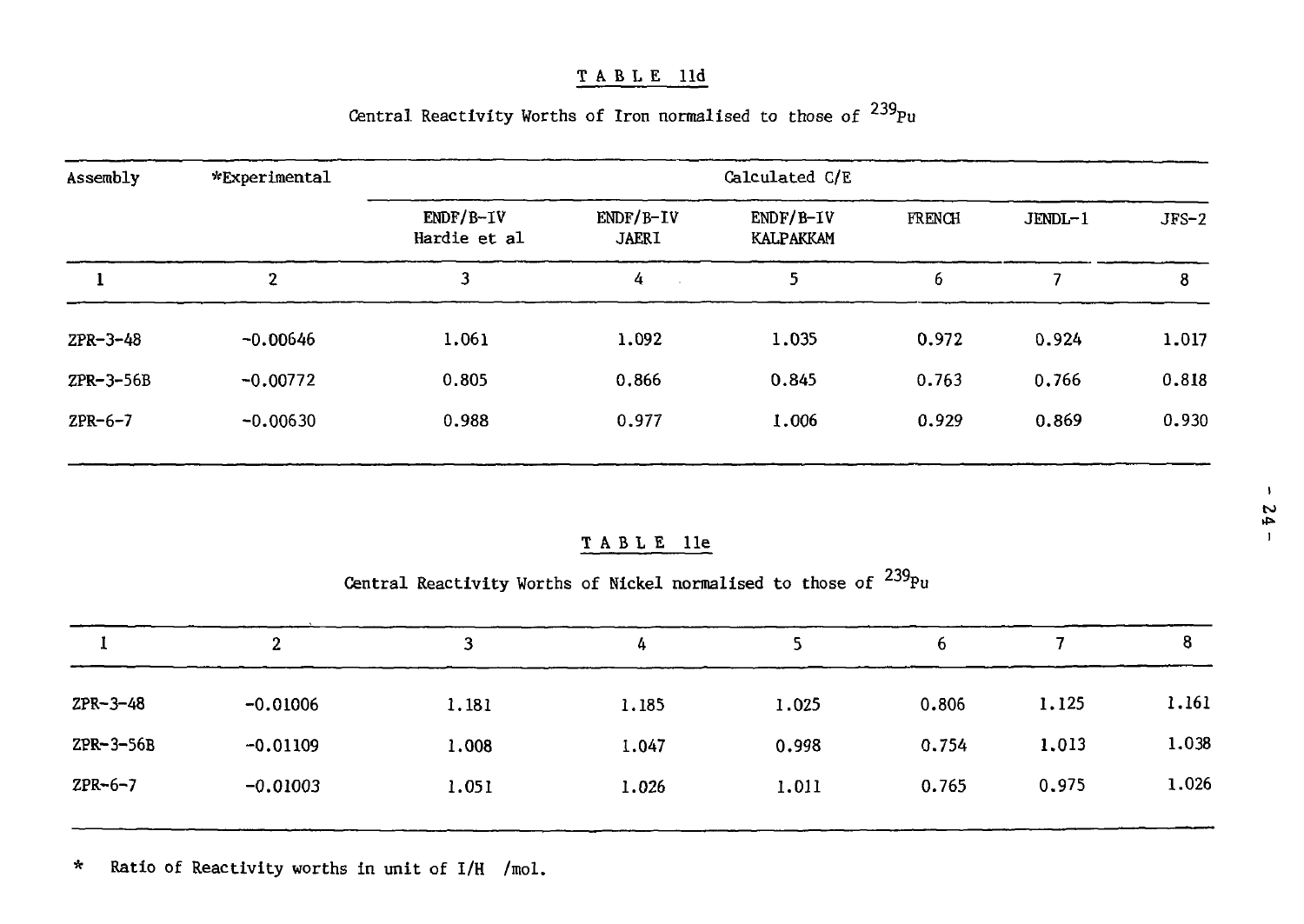TABLE 11d

Central Reactivity Worths of Iron normalised to those of $^{239}Pu$

| Assembly | *Experimental | Calculated C/E | | | | | |
|---|---|---|---|---|---|---|---|
| | | ENDF/B-IV Hardie et al | ENDF/B-IV JAERI | ENDF/B-IV KALPAKKAM | FRENCH | JENDL-1 | JFS-2 |
| 1 | 2 | 3 | 4 | 5 | 6 | 7 | 8 |
| ZPR-3-48 | -0.00646 | 1.061 | 1.092 | 1.035 | 0.972 | 0.924 | 1.017 |
| ZPR-3-56B | -0.00772 | 0.805 | 0.866 | 0.845 | 0.763 | 0.766 | 0.818 |
| ZPR-6-7 | -0.00630 | 0.988 | 0.977 | 1.006 | 0.929 | 0.869 | 0.930 |

TABLE 11e

Central Reactivity Worths of Nickel normalised to those of $^{239}Pu$

| 1 | 2 | 3 | 4 | 5 | 6 | 7 | 8 |
|---|---|---|---|---|---|---|---|
| ZPR-3-48 | -0.01006 | 1.181 | 1.185 | 1.025 | 0.806 | 1.125 | 1.161 |
| ZPR-3-56B | -0.01109 | 1.008 | 1.047 | 0.998 | 0.754 | 1.013 | 1.038 |
| ZPR-6-7 | -0.01003 | 1.051 | 1.026 | 1.011 | 0.765 | 0.975 | 1.026 |

\* Ratio of Reactivity worths in unit of I/H /mol.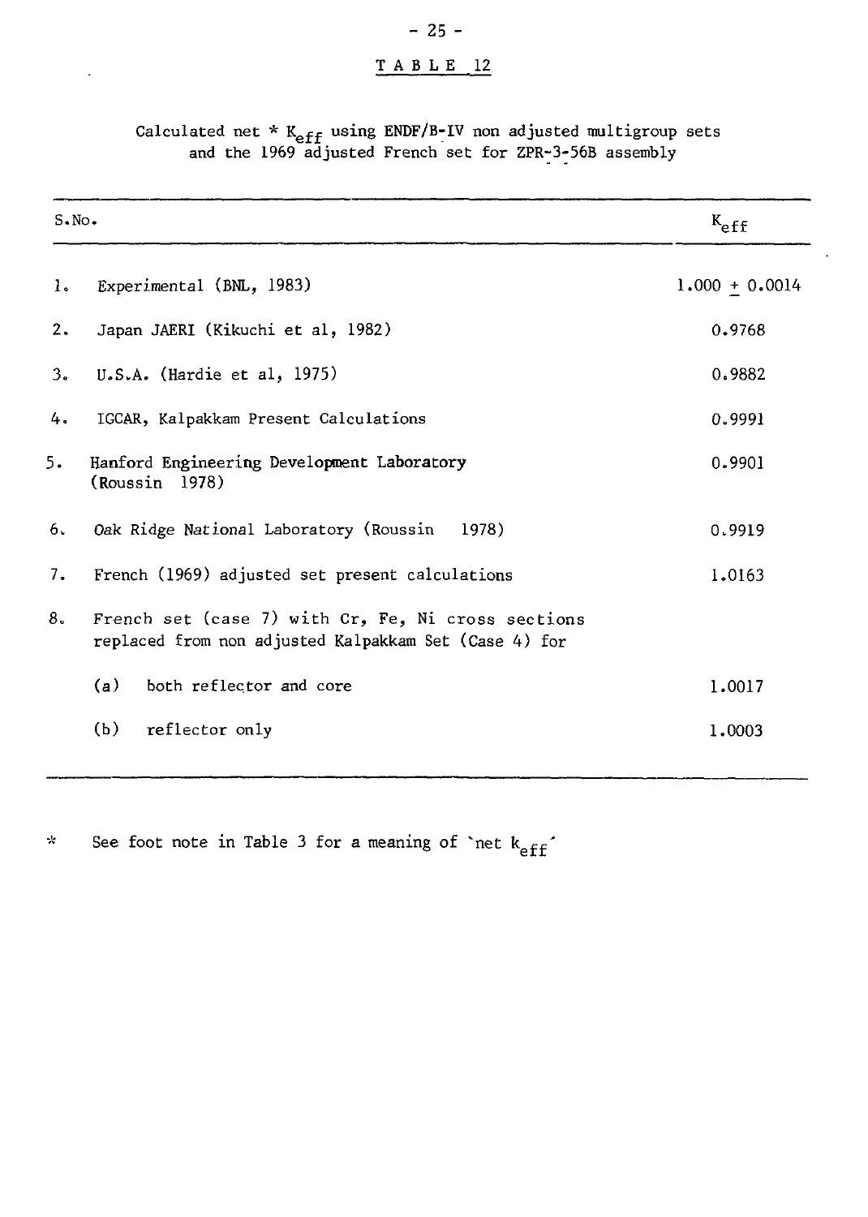## TABLE 12

Calculated net * $K_{eff}$ using ENDF/B-IV non adjusted multigroup sets and the 1969 adjusted French set for ZPR-3-56B assembly

| S.No. | | $K_{eff}$ |
|---|---|---|
| 1. | Experimental (BNL, 1983) | $1.000 \pm 0.0014$ |
| 2. | Japan JAERI (Kikuchi et al, 1982) | 0.9768 |
| 3. | U.S.A. (Hardie et al, 1975) | 0.9882 |
| 4. | IGCAR, Kalpakkam Present Calculations | 0.9991 |
| 5. | Hanford Engineering Development Laboratory (Roussin 1978) | 0.9901 |
| 6. | Oak Ridge National Laboratory (Roussin 1978) | 0.9919 |
| 7. | French (1969) adjusted set present calculations | 1.0163 |
| 8. | French set (case 7) with Cr, Fe, Ni cross sections replaced from non adjusted Kalpakkam Set (Case 4) for | |
| | (a) both reflector and core | 1.0017 |
| | (b) reflector only | 1.0003 |

* See foot note in Table 3 for a meaning of 'net $k_{eff}$'